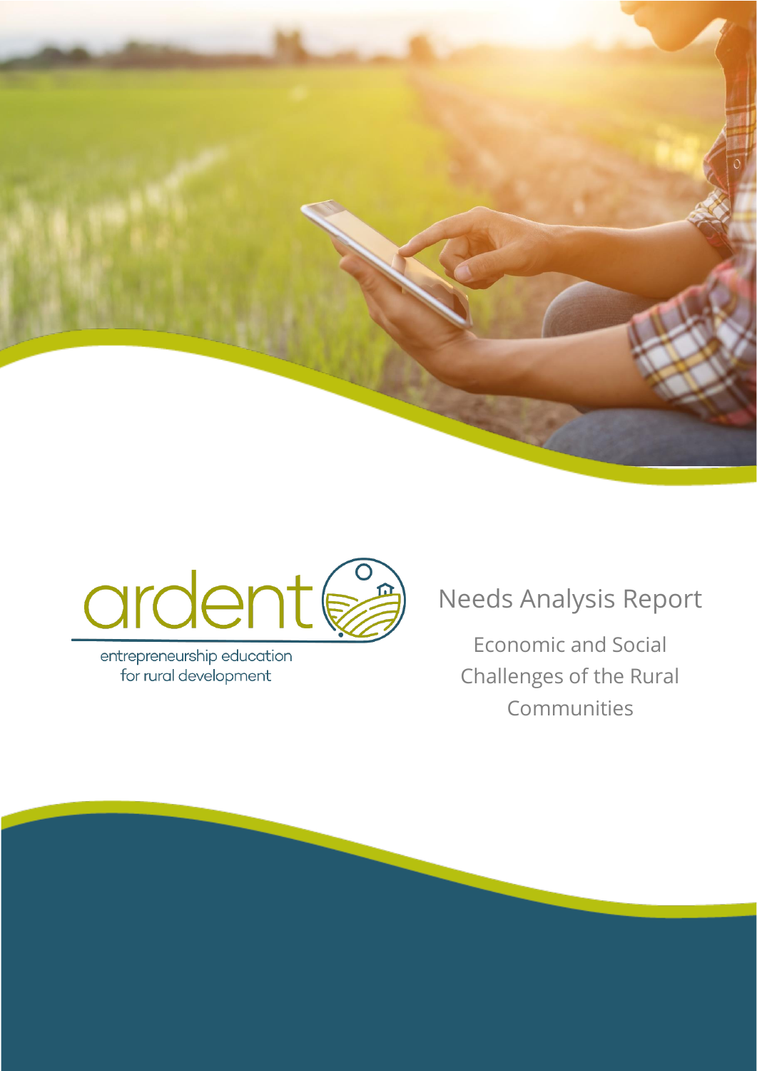ardent

entrepreneurship education for rural development

# Needs Analysis Report

## Economic and Social Challenges of the Rural Communities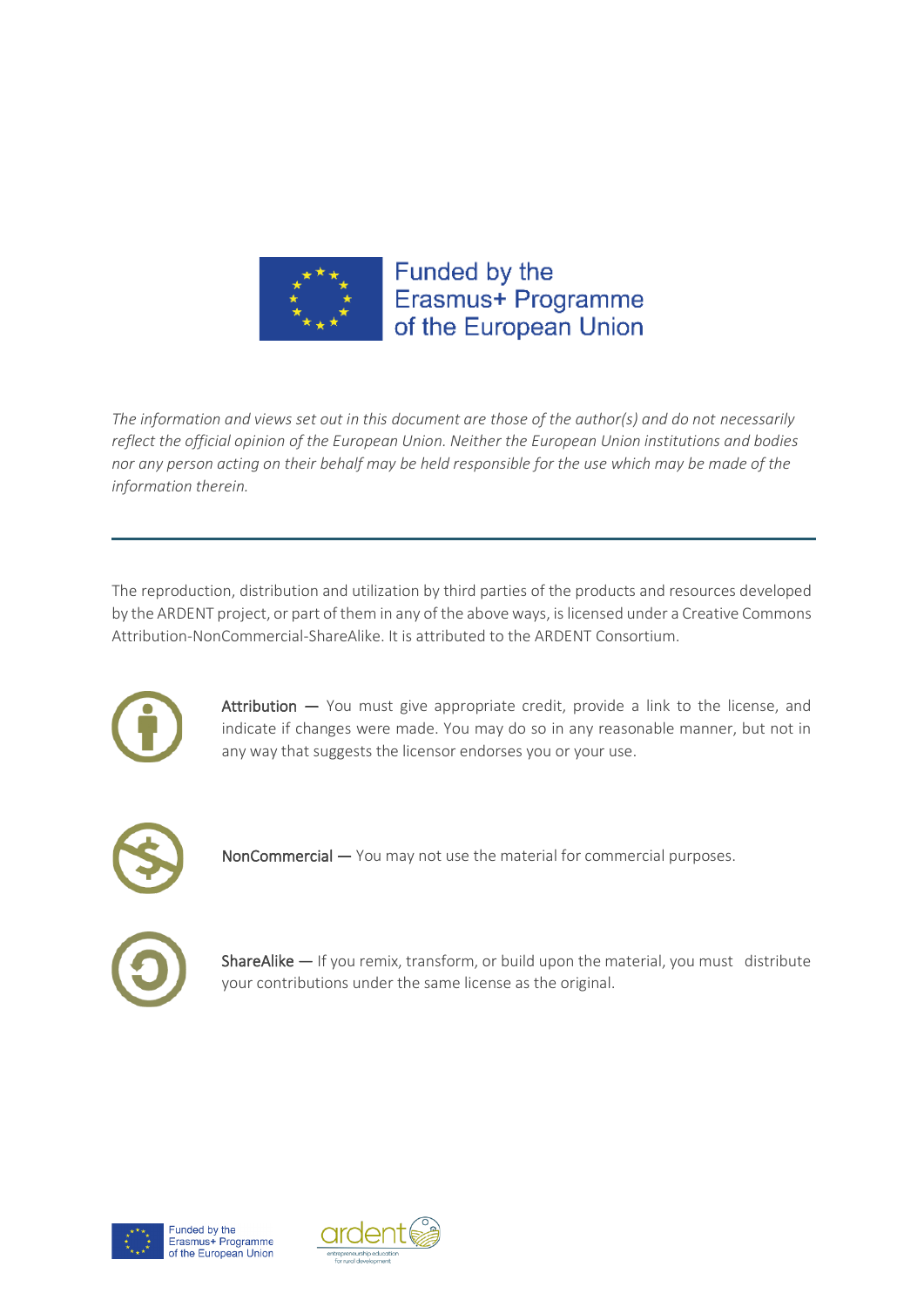Funded by the Erasmus+ Programme of the European Union

*The information and views set out in this document are those of the author(s) and do not necessarily reflect the official opinion of the European Union. Neither the European Union institutions and bodies nor any person acting on their behalf may be held responsible for the use which may be made of the information therein.*

---

The reproduction, distribution and utilization by third parties of the products and resources developed by the ARDENT project, or part of them in any of the above ways, is licensed under a Creative Commons Attribution-NonCommercial-ShareAlike. It is attributed to the ARDENT Consortium.

Attribution — You must give appropriate credit, provide a link to the license, and indicate if changes were made. You may do so in any reasonable manner, but not in any way that suggests the licensor endorses you or your use.

NonCommercial — You may not use the material for commercial purposes.

ShareAlike — If you remix, transform, or build upon the material, you must distribute your contributions under the same license as the original.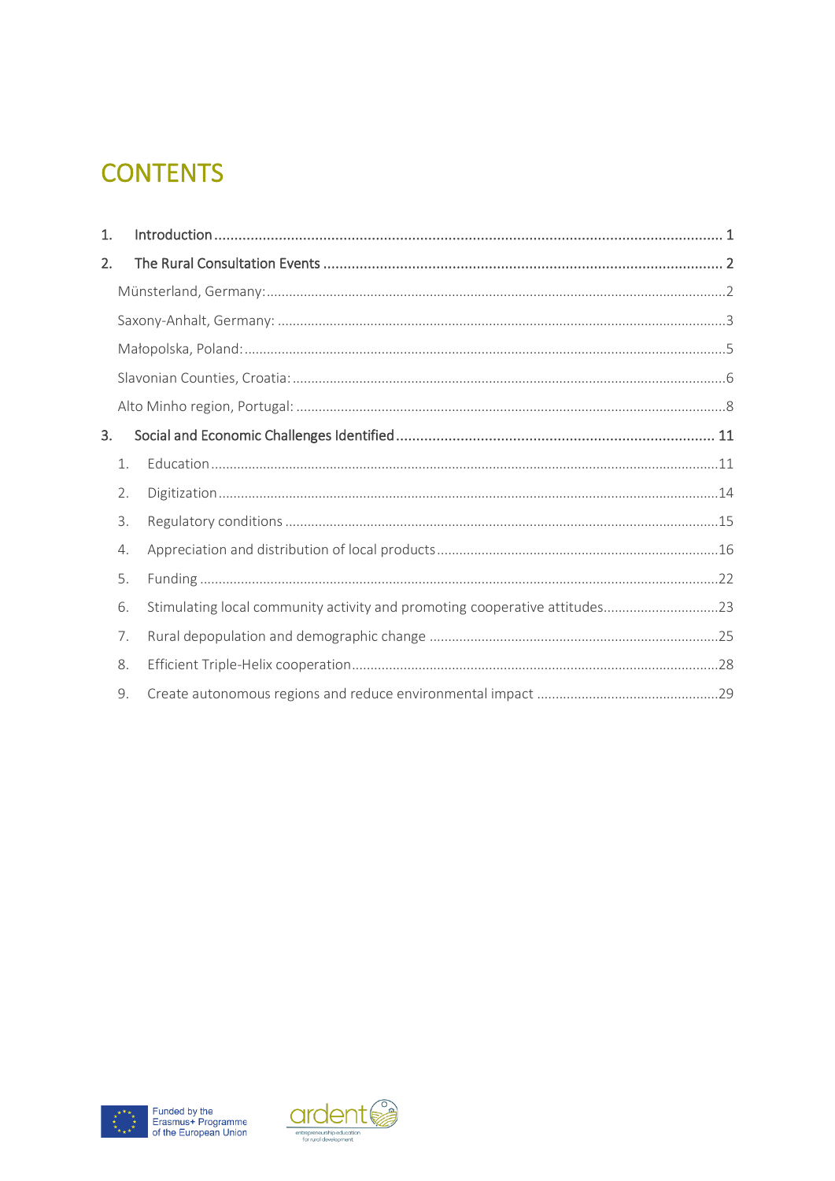# CONTENTS

1. Introduction ........................................................................................................................ 1
2. The Rural Consultation Events ............................................................................................. 2
   - Münsterland, Germany: .......................................................................................................2
   - Saxony-Anhalt, Germany: ....................................................................................................3
   - Małopolska, Poland: .............................................................................................................5
   - Slavonian Counties, Croatia: ................................................................................................6
   - Alto Minho region, Portugal: ...............................................................................................8
3. Social and Economic Challenges Identified ......................................................................... 11
   1. Education ........................................................................................................................11
   2. Digitization ......................................................................................................................14
   3. Regulatory conditions .....................................................................................................15
   4. Appreciation and distribution of local products ..............................................................16
   5. Funding ...........................................................................................................................22
   6. Stimulating local community activity and promoting cooperative attitudes ..................23
   7. Rural depopulation and demographic change ................................................................25
   8. Efficient Triple-Helix cooperation ....................................................................................28
   9. Create autonomous regions and reduce environmental impact ......................................29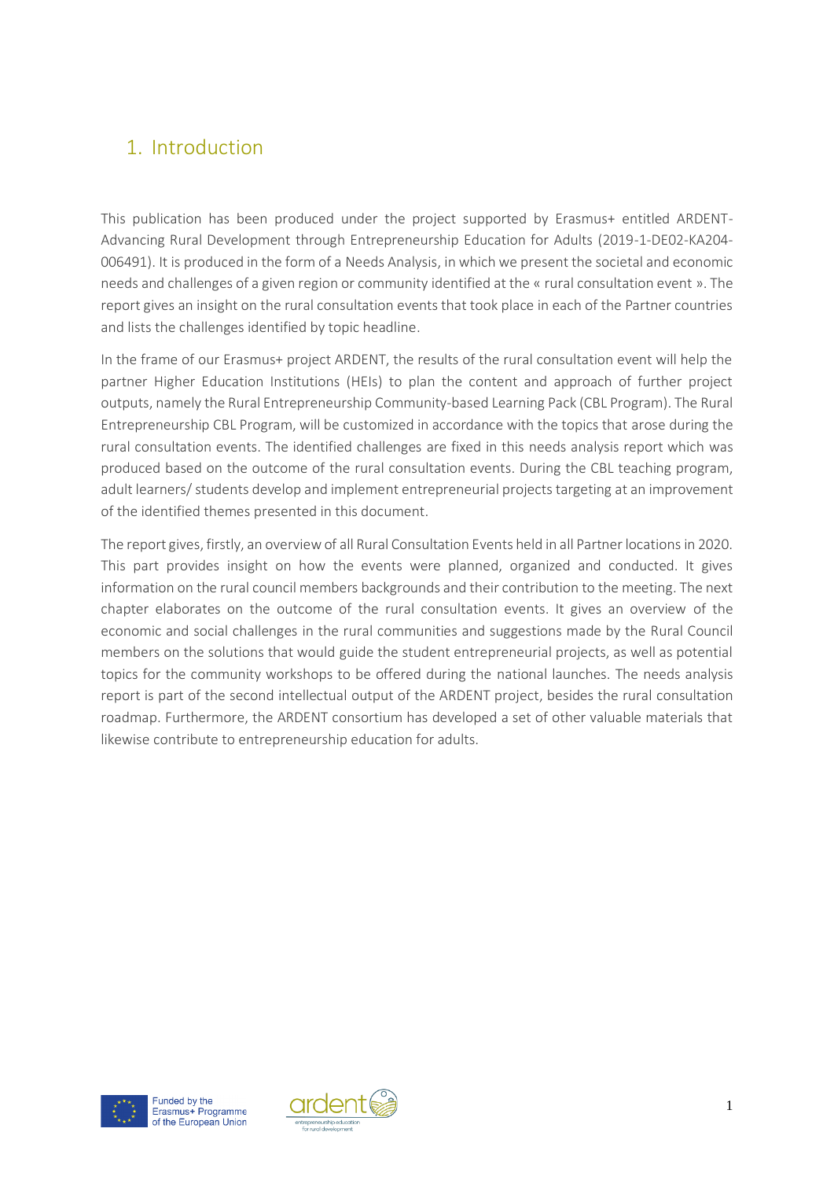# 1. Introduction

This publication has been produced under the project supported by Erasmus+ entitled ARDENT-Advancing Rural Development through Entrepreneurship Education for Adults (2019-1-DE02-KA204-006491). It is produced in the form of a Needs Analysis, in which we present the societal and economic needs and challenges of a given region or community identified at the « rural consultation event ». The report gives an insight on the rural consultation events that took place in each of the Partner countries and lists the challenges identified by topic headline.

In the frame of our Erasmus+ project ARDENT, the results of the rural consultation event will help the partner Higher Education Institutions (HEIs) to plan the content and approach of further project outputs, namely the Rural Entrepreneurship Community-based Learning Pack (CBL Program). The Rural Entrepreneurship CBL Program, will be customized in accordance with the topics that arose during the rural consultation events. The identified challenges are fixed in this needs analysis report which was produced based on the outcome of the rural consultation events. During the CBL teaching program, adult learners/ students develop and implement entrepreneurial projects targeting at an improvement of the identified themes presented in this document.

The report gives, firstly, an overview of all Rural Consultation Events held in all Partner locations in 2020. This part provides insight on how the events were planned, organized and conducted. It gives information on the rural council members backgrounds and their contribution to the meeting. The next chapter elaborates on the outcome of the rural consultation events. It gives an overview of the economic and social challenges in the rural communities and suggestions made by the Rural Council members on the solutions that would guide the student entrepreneurial projects, as well as potential topics for the community workshops to be offered during the national launches. The needs analysis report is part of the second intellectual output of the ARDENT project, besides the rural consultation roadmap. Furthermore, the ARDENT consortium has developed a set of other valuable materials that likewise contribute to entrepreneurship education for adults.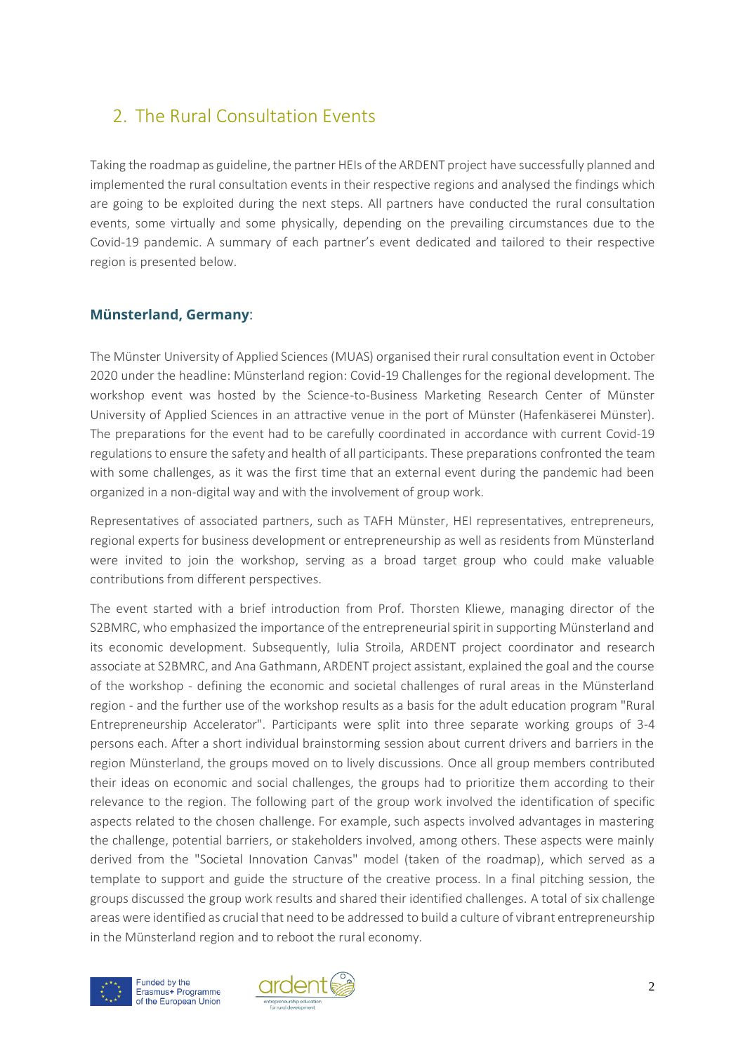## 2. The Rural Consultation Events

Taking the roadmap as guideline, the partner HEIs of the ARDENT project have successfully planned and implemented the rural consultation events in their respective regions and analysed the findings which are going to be exploited during the next steps. All partners have conducted the rural consultation events, some virtually and some physically, depending on the prevailing circumstances due to the Covid-19 pandemic. A summary of each partner's event dedicated and tailored to their respective region is presented below.

**Münsterland, Germany**:

The Münster University of Applied Sciences (MUAS) organised their rural consultation event in October 2020 under the headline: Münsterland region: Covid-19 Challenges for the regional development. The workshop event was hosted by the Science-to-Business Marketing Research Center of Münster University of Applied Sciences in an attractive venue in the port of Münster (Hafenkäserei Münster). The preparations for the event had to be carefully coordinated in accordance with current Covid-19 regulations to ensure the safety and health of all participants. These preparations confronted the team with some challenges, as it was the first time that an external event during the pandemic had been organized in a non-digital way and with the involvement of group work.

Representatives of associated partners, such as TAFH Münster, HEI representatives, entrepreneurs, regional experts for business development or entrepreneurship as well as residents from Münsterland were invited to join the workshop, serving as a broad target group who could make valuable contributions from different perspectives.

The event started with a brief introduction from Prof. Thorsten Kliewe, managing director of the S2BMRC, who emphasized the importance of the entrepreneurial spirit in supporting Münsterland and its economic development. Subsequently, Iulia Stroila, ARDENT project coordinator and research associate at S2BMRC, and Ana Gathmann, ARDENT project assistant, explained the goal and the course of the workshop - defining the economic and societal challenges of rural areas in the Münsterland region - and the further use of the workshop results as a basis for the adult education program "Rural Entrepreneurship Accelerator". Participants were split into three separate working groups of 3-4 persons each. After a short individual brainstorming session about current drivers and barriers in the region Münsterland, the groups moved on to lively discussions. Once all group members contributed their ideas on economic and social challenges, the groups had to prioritize them according to their relevance to the region. The following part of the group work involved the identification of specific aspects related to the chosen challenge. For example, such aspects involved advantages in mastering the challenge, potential barriers, or stakeholders involved, among others. These aspects were mainly derived from the "Societal Innovation Canvas" model (taken of the roadmap), which served as a template to support and guide the structure of the creative process. In a final pitching session, the groups discussed the group work results and shared their identified challenges. A total of six challenge areas were identified as crucial that need to be addressed to build a culture of vibrant entrepreneurship in the Münsterland region and to reboot the rural economy.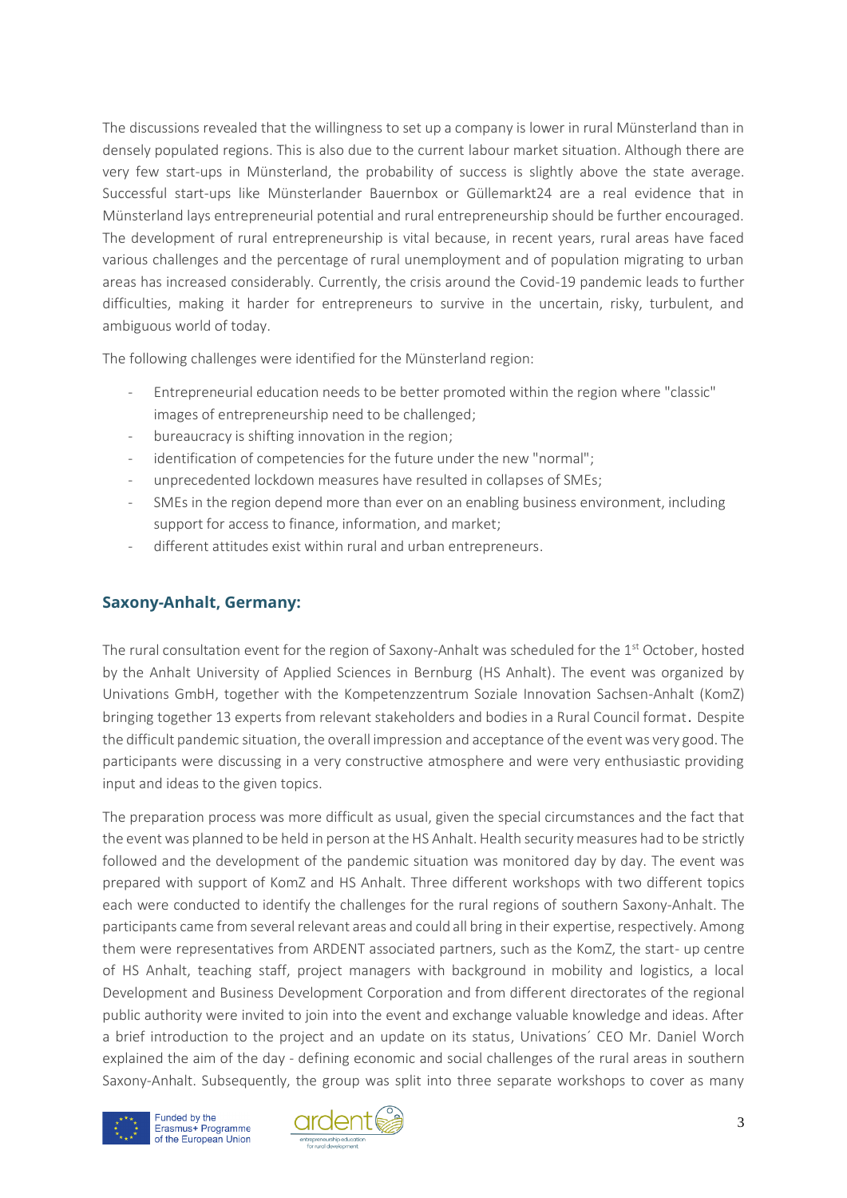The discussions revealed that the willingness to set up a company is lower in rural Münsterland than in densely populated regions. This is also due to the current labour market situation. Although there are very few start-ups in Münsterland, the probability of success is slightly above the state average. Successful start-ups like Münsterlander Bauernbox or Güllemarkt24 are a real evidence that in Münsterland lays entrepreneurial potential and rural entrepreneurship should be further encouraged. The development of rural entrepreneurship is vital because, in recent years, rural areas have faced various challenges and the percentage of rural unemployment and of population migrating to urban areas has increased considerably. Currently, the crisis around the Covid-19 pandemic leads to further difficulties, making it harder for entrepreneurs to survive in the uncertain, risky, turbulent, and ambiguous world of today.

The following challenges were identified for the Münsterland region:

- Entrepreneurial education needs to be better promoted within the region where "classic" images of entrepreneurship need to be challenged;
- bureaucracy is shifting innovation in the region;
- identification of competencies for the future under the new "normal";
- unprecedented lockdown measures have resulted in collapses of SMEs;
- SMEs in the region depend more than ever on an enabling business environment, including support for access to finance, information, and market;
- different attitudes exist within rural and urban entrepreneurs.

## Saxony-Anhalt, Germany:

The rural consultation event for the region of Saxony-Anhalt was scheduled for the 1st October, hosted by the Anhalt University of Applied Sciences in Bernburg (HS Anhalt). The event was organized by Univations GmbH, together with the Kompetenzzentrum Soziale Innovation Sachsen-Anhalt (KomZ) bringing together 13 experts from relevant stakeholders and bodies in a Rural Council format. Despite the difficult pandemic situation, the overall impression and acceptance of the event was very good. The participants were discussing in a very constructive atmosphere and were very enthusiastic providing input and ideas to the given topics.

The preparation process was more difficult as usual, given the special circumstances and the fact that the event was planned to be held in person at the HS Anhalt. Health security measures had to be strictly followed and the development of the pandemic situation was monitored day by day. The event was prepared with support of KomZ and HS Anhalt. Three different workshops with two different topics each were conducted to identify the challenges for the rural regions of southern Saxony-Anhalt. The participants came from several relevant areas and could all bring in their expertise, respectively. Among them were representatives from ARDENT associated partners, such as the KomZ, the start- up centre of HS Anhalt, teaching staff, project managers with background in mobility and logistics, a local Development and Business Development Corporation and from different directorates of the regional public authority were invited to join into the event and exchange valuable knowledge and ideas. After a brief introduction to the project and an update on its status, Univations´ CEO Mr. Daniel Worch explained the aim of the day - defining economic and social challenges of the rural areas in southern Saxony-Anhalt. Subsequently, the group was split into three separate workshops to cover as many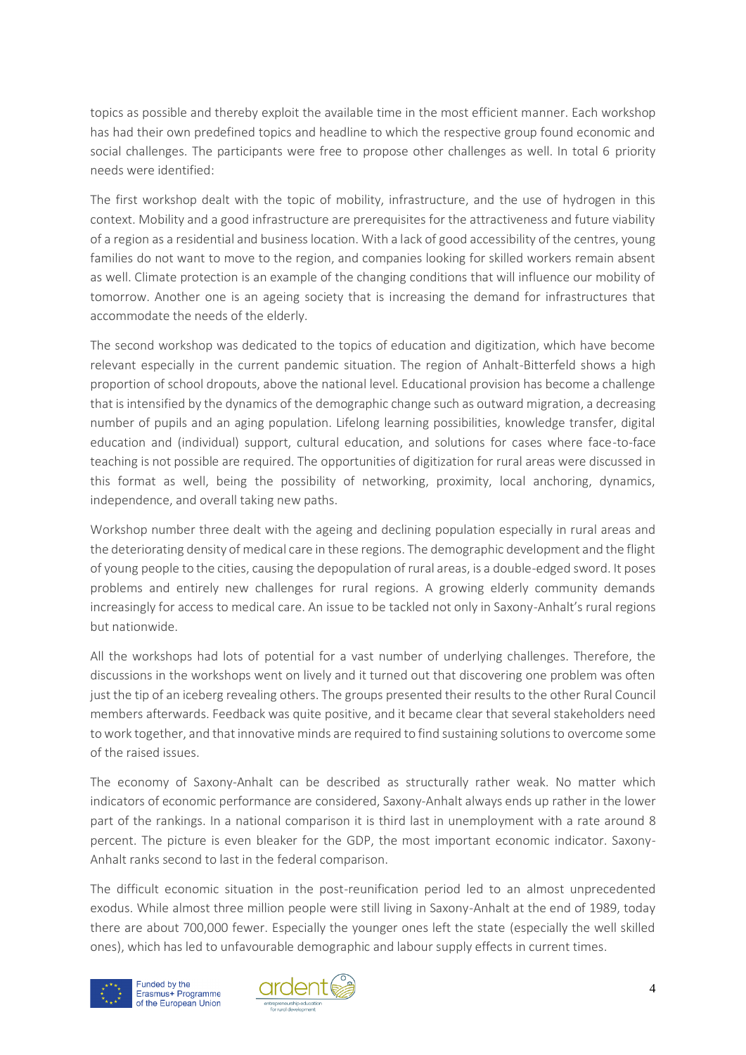topics as possible and thereby exploit the available time in the most efficient manner. Each workshop has had their own predefined topics and headline to which the respective group found economic and social challenges. The participants were free to propose other challenges as well. In total 6 priority needs were identified:

The first workshop dealt with the topic of mobility, infrastructure, and the use of hydrogen in this context. Mobility and a good infrastructure are prerequisites for the attractiveness and future viability of a region as a residential and business location. With a lack of good accessibility of the centres, young families do not want to move to the region, and companies looking for skilled workers remain absent as well. Climate protection is an example of the changing conditions that will influence our mobility of tomorrow. Another one is an ageing society that is increasing the demand for infrastructures that accommodate the needs of the elderly.

The second workshop was dedicated to the topics of education and digitization, which have become relevant especially in the current pandemic situation. The region of Anhalt-Bitterfeld shows a high proportion of school dropouts, above the national level. Educational provision has become a challenge that is intensified by the dynamics of the demographic change such as outward migration, a decreasing number of pupils and an aging population. Lifelong learning possibilities, knowledge transfer, digital education and (individual) support, cultural education, and solutions for cases where face-to-face teaching is not possible are required. The opportunities of digitization for rural areas were discussed in this format as well, being the possibility of networking, proximity, local anchoring, dynamics, independence, and overall taking new paths.

Workshop number three dealt with the ageing and declining population especially in rural areas and the deteriorating density of medical care in these regions. The demographic development and the flight of young people to the cities, causing the depopulation of rural areas, is a double-edged sword. It poses problems and entirely new challenges for rural regions. A growing elderly community demands increasingly for access to medical care. An issue to be tackled not only in Saxony-Anhalt's rural regions but nationwide.

All the workshops had lots of potential for a vast number of underlying challenges. Therefore, the discussions in the workshops went on lively and it turned out that discovering one problem was often just the tip of an iceberg revealing others. The groups presented their results to the other Rural Council members afterwards. Feedback was quite positive, and it became clear that several stakeholders need to work together, and that innovative minds are required to find sustaining solutions to overcome some of the raised issues.

The economy of Saxony-Anhalt can be described as structurally rather weak. No matter which indicators of economic performance are considered, Saxony-Anhalt always ends up rather in the lower part of the rankings. In a national comparison it is third last in unemployment with a rate around 8 percent. The picture is even bleaker for the GDP, the most important economic indicator. Saxony-Anhalt ranks second to last in the federal comparison.

The difficult economic situation in the post-reunification period led to an almost unprecedented exodus. While almost three million people were still living in Saxony-Anhalt at the end of 1989, today there are about 700,000 fewer. Especially the younger ones left the state (especially the well skilled ones), which has led to unfavourable demographic and labour supply effects in current times.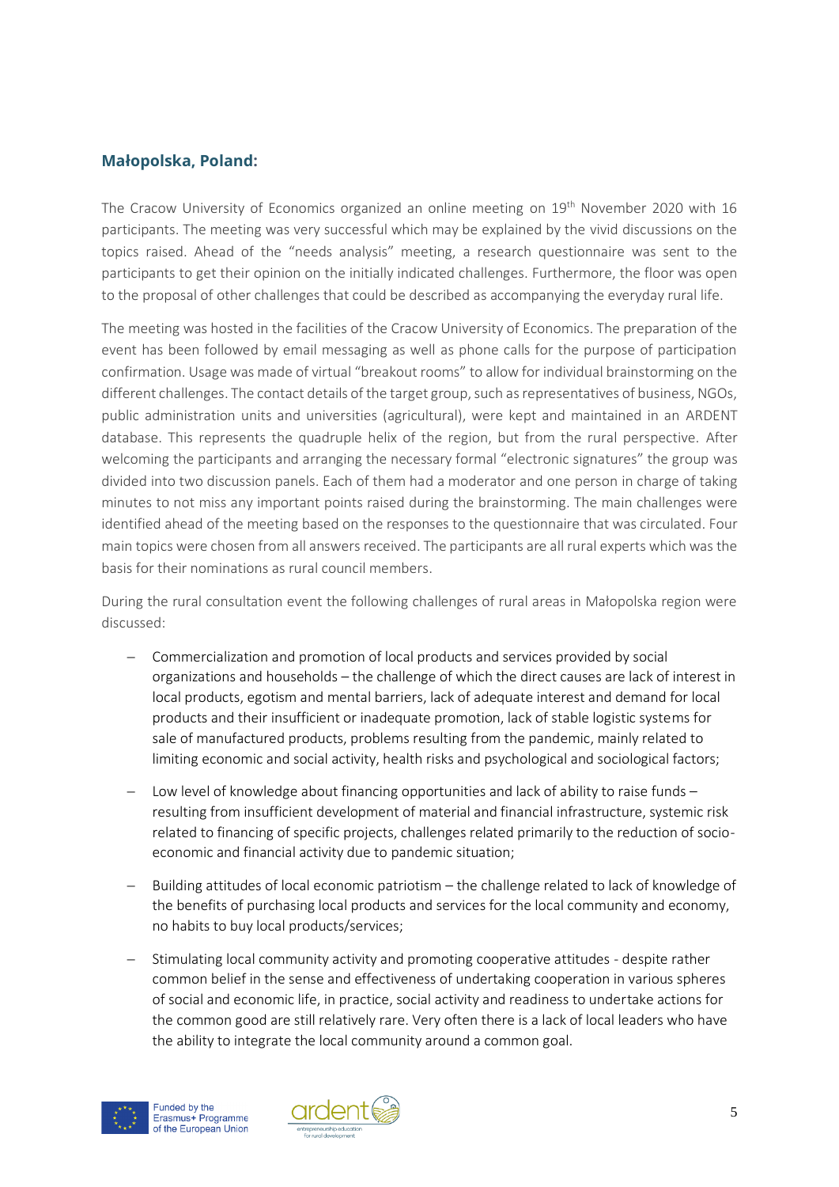### Małopolska, Poland:

The Cracow University of Economics organized an online meeting on 19th November 2020 with 16 participants. The meeting was very successful which may be explained by the vivid discussions on the topics raised. Ahead of the "needs analysis" meeting, a research questionnaire was sent to the participants to get their opinion on the initially indicated challenges. Furthermore, the floor was open to the proposal of other challenges that could be described as accompanying the everyday rural life.

The meeting was hosted in the facilities of the Cracow University of Economics. The preparation of the event has been followed by email messaging as well as phone calls for the purpose of participation confirmation. Usage was made of virtual "breakout rooms" to allow for individual brainstorming on the different challenges. The contact details of the target group, such as representatives of business, NGOs, public administration units and universities (agricultural), were kept and maintained in an ARDENT database. This represents the quadruple helix of the region, but from the rural perspective. After welcoming the participants and arranging the necessary formal "electronic signatures" the group was divided into two discussion panels. Each of them had a moderator and one person in charge of taking minutes to not miss any important points raised during the brainstorming. The main challenges were identified ahead of the meeting based on the responses to the questionnaire that was circulated. Four main topics were chosen from all answers received. The participants are all rural experts which was the basis for their nominations as rural council members.

During the rural consultation event the following challenges of rural areas in Małopolska region were discussed:

- Commercialization and promotion of local products and services provided by social organizations and households – the challenge of which the direct causes are lack of interest in local products, egotism and mental barriers, lack of adequate interest and demand for local products and their insufficient or inadequate promotion, lack of stable logistic systems for sale of manufactured products, problems resulting from the pandemic, mainly related to limiting economic and social activity, health risks and psychological and sociological factors;
- Low level of knowledge about financing opportunities and lack of ability to raise funds – resulting from insufficient development of material and financial infrastructure, systemic risk related to financing of specific projects, challenges related primarily to the reduction of socio-economic and financial activity due to pandemic situation;
- Building attitudes of local economic patriotism – the challenge related to lack of knowledge of the benefits of purchasing local products and services for the local community and economy, no habits to buy local products/services;
- Stimulating local community activity and promoting cooperative attitudes - despite rather common belief in the sense and effectiveness of undertaking cooperation in various spheres of social and economic life, in practice, social activity and readiness to undertake actions for the common good are still relatively rare. Very often there is a lack of local leaders who have the ability to integrate the local community around a common goal.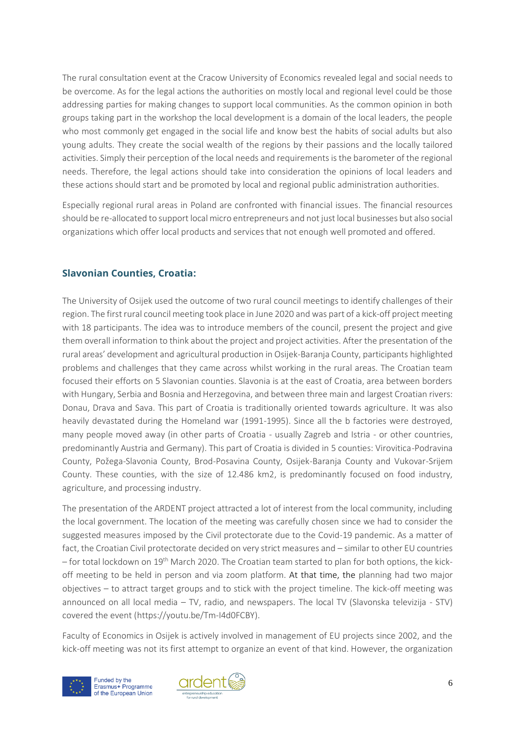The rural consultation event at the Cracow University of Economics revealed legal and social needs to be overcome. As for the legal actions the authorities on mostly local and regional level could be those addressing parties for making changes to support local communities. As the common opinion in both groups taking part in the workshop the local development is a domain of the local leaders, the people who most commonly get engaged in the social life and know best the habits of social adults but also young adults. They create the social wealth of the regions by their passions and the locally tailored activities. Simply their perception of the local needs and requirements is the barometer of the regional needs. Therefore, the legal actions should take into consideration the opinions of local leaders and these actions should start and be promoted by local and regional public administration authorities.

Especially regional rural areas in Poland are confronted with financial issues. The financial resources should be re-allocated to support local micro entrepreneurs and not just local businesses but also social organizations which offer local products and services that not enough well promoted and offered.

### Slavonian Counties, Croatia:

The University of Osijek used the outcome of two rural council meetings to identify challenges of their region. The first rural council meeting took place in June 2020 and was part of a kick-off project meeting with 18 participants. The idea was to introduce members of the council, present the project and give them overall information to think about the project and project activities. After the presentation of the rural areas' development and agricultural production in Osijek-Baranja County, participants highlighted problems and challenges that they came across whilst working in the rural areas. The Croatian team focused their efforts on 5 Slavonian counties. Slavonia is at the east of Croatia, area between borders with Hungary, Serbia and Bosnia and Herzegovina, and between three main and largest Croatian rivers: Donau, Drava and Sava. This part of Croatia is traditionally oriented towards agriculture. It was also heavily devastated during the Homeland war (1991-1995). Since all the b factories were destroyed, many people moved away (in other parts of Croatia - usually Zagreb and Istria - or other countries, predominantly Austria and Germany). This part of Croatia is divided in 5 counties: Virovitica-Podravina County, Požega-Slavonia County, Brod-Posavina County, Osijek-Baranja County and Vukovar-Srijem County. These counties, with the size of 12.486 km2, is predominantly focused on food industry, agriculture, and processing industry.

The presentation of the ARDENT project attracted a lot of interest from the local community, including the local government. The location of the meeting was carefully chosen since we had to consider the suggested measures imposed by the Civil protectorate due to the Covid-19 pandemic. As a matter of fact, the Croatian Civil protectorate decided on very strict measures and – similar to other EU countries – for total lockdown on 19th March 2020. The Croatian team started to plan for both options, the kick-off meeting to be held in person and via zoom platform. At that time, the planning had two major objectives – to attract target groups and to stick with the project timeline. The kick-off meeting was announced on all local media – TV, radio, and newspapers. The local TV (Slavonska televizija - STV) covered the event (https://youtu.be/Tm-I4d0FCBY).

Faculty of Economics in Osijek is actively involved in management of EU projects since 2002, and the kick-off meeting was not its first attempt to organize an event of that kind. However, the organization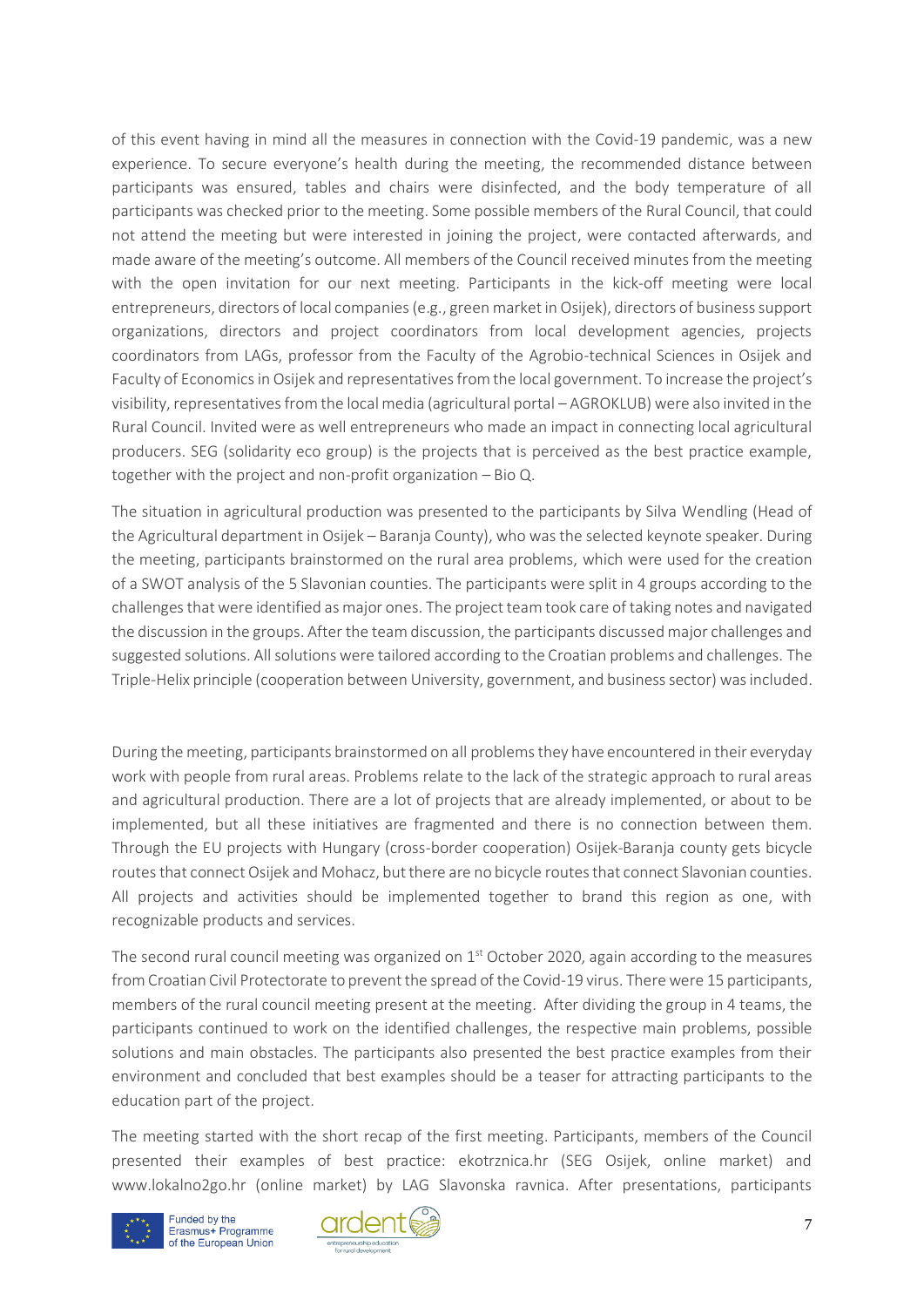of this event having in mind all the measures in connection with the Covid-19 pandemic, was a new experience. To secure everyone's health during the meeting, the recommended distance between participants was ensured, tables and chairs were disinfected, and the body temperature of all participants was checked prior to the meeting. Some possible members of the Rural Council, that could not attend the meeting but were interested in joining the project, were contacted afterwards, and made aware of the meeting's outcome. All members of the Council received minutes from the meeting with the open invitation for our next meeting. Participants in the kick-off meeting were local entrepreneurs, directors of local companies (e.g., green market in Osijek), directors of business support organizations, directors and project coordinators from local development agencies, projects coordinators from LAGs, professor from the Faculty of the Agrobio-technical Sciences in Osijek and Faculty of Economics in Osijek and representatives from the local government. To increase the project's visibility, representatives from the local media (agricultural portal – AGROKLUB) were also invited in the Rural Council. Invited were as well entrepreneurs who made an impact in connecting local agricultural producers. SEG (solidarity eco group) is the projects that is perceived as the best practice example, together with the project and non-profit organization – Bio Q.

The situation in agricultural production was presented to the participants by Silva Wendling (Head of the Agricultural department in Osijek – Baranja County), who was the selected keynote speaker. During the meeting, participants brainstormed on the rural area problems, which were used for the creation of a SWOT analysis of the 5 Slavonian counties. The participants were split in 4 groups according to the challenges that were identified as major ones. The project team took care of taking notes and navigated the discussion in the groups. After the team discussion, the participants discussed major challenges and suggested solutions. All solutions were tailored according to the Croatian problems and challenges. The Triple-Helix principle (cooperation between University, government, and business sector) was included.

During the meeting, participants brainstormed on all problems they have encountered in their everyday work with people from rural areas. Problems relate to the lack of the strategic approach to rural areas and agricultural production. There are a lot of projects that are already implemented, or about to be implemented, but all these initiatives are fragmented and there is no connection between them. Through the EU projects with Hungary (cross-border cooperation) Osijek-Baranja county gets bicycle routes that connect Osijek and Mohacz, but there are no bicycle routes that connect Slavonian counties. All projects and activities should be implemented together to brand this region as one, with recognizable products and services.

The second rural council meeting was organized on 1st October 2020, again according to the measures from Croatian Civil Protectorate to prevent the spread of the Covid-19 virus. There were 15 participants, members of the rural council meeting present at the meeting. After dividing the group in 4 teams, the participants continued to work on the identified challenges, the respective main problems, possible solutions and main obstacles. The participants also presented the best practice examples from their environment and concluded that best examples should be a teaser for attracting participants to the education part of the project.

The meeting started with the short recap of the first meeting. Participants, members of the Council presented their examples of best practice: ekotrznica.hr (SEG Osijek, online market) and www.lokalno2go.hr (online market) by LAG Slavonska ravnica. After presentations, participants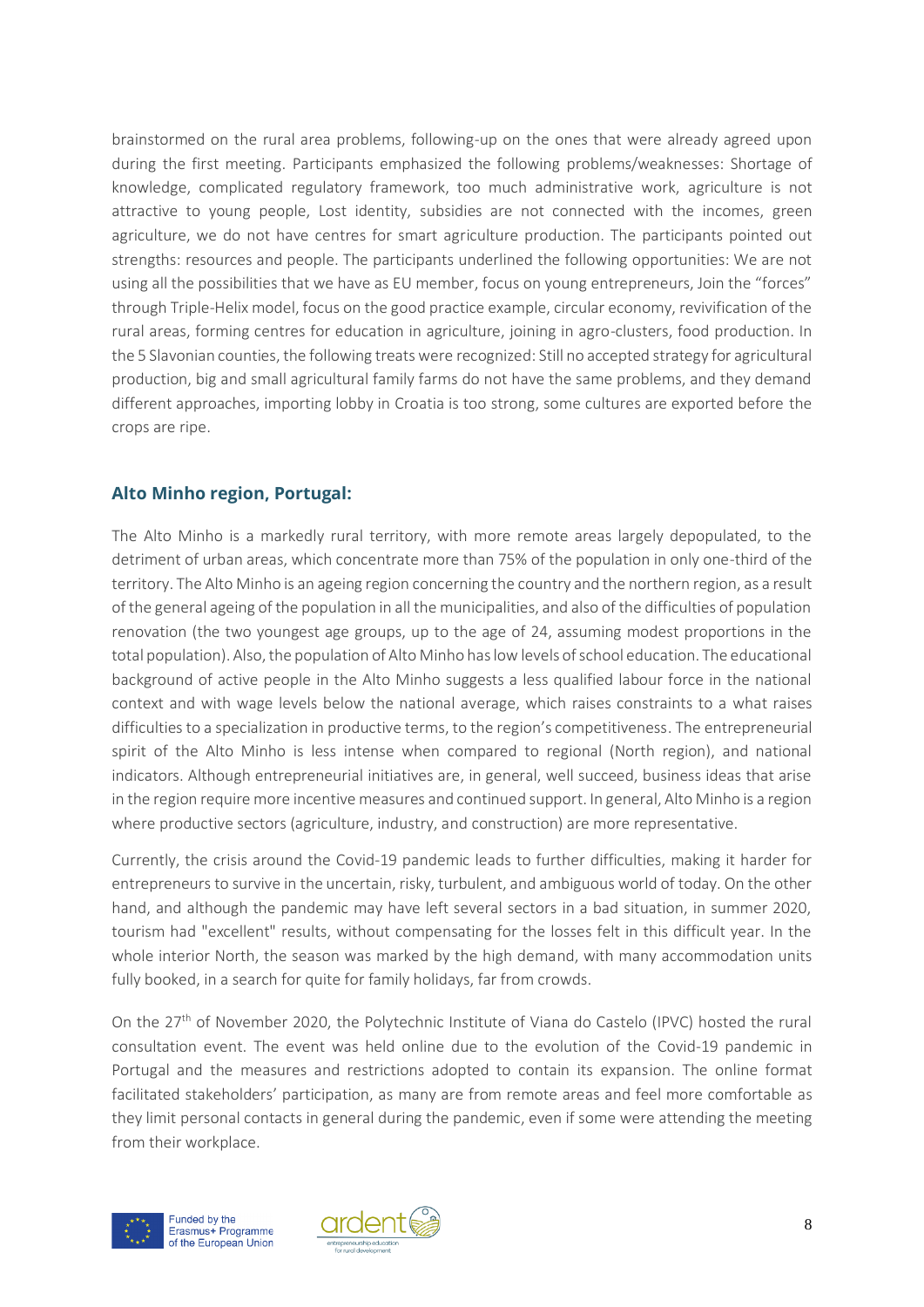brainstormed on the rural area problems, following-up on the ones that were already agreed upon during the first meeting. Participants emphasized the following problems/weaknesses: Shortage of knowledge, complicated regulatory framework, too much administrative work, agriculture is not attractive to young people, Lost identity, subsidies are not connected with the incomes, green agriculture, we do not have centres for smart agriculture production. The participants pointed out strengths: resources and people. The participants underlined the following opportunities: We are not using all the possibilities that we have as EU member, focus on young entrepreneurs, Join the "forces" through Triple-Helix model, focus on the good practice example, circular economy, revivification of the rural areas, forming centres for education in agriculture, joining in agro-clusters, food production. In the 5 Slavonian counties, the following treats were recognized: Still no accepted strategy for agricultural production, big and small agricultural family farms do not have the same problems, and they demand different approaches, importing lobby in Croatia is too strong, some cultures are exported before the crops are ripe.

### Alto Minho region, Portugal:

The Alto Minho is a markedly rural territory, with more remote areas largely depopulated, to the detriment of urban areas, which concentrate more than 75% of the population in only one-third of the territory. The Alto Minho is an ageing region concerning the country and the northern region, as a result of the general ageing of the population in all the municipalities, and also of the difficulties of population renovation (the two youngest age groups, up to the age of 24, assuming modest proportions in the total population). Also, the population of Alto Minho has low levels of school education. The educational background of active people in the Alto Minho suggests a less qualified labour force in the national context and with wage levels below the national average, which raises constraints to a what raises difficulties to a specialization in productive terms, to the region's competitiveness. The entrepreneurial spirit of the Alto Minho is less intense when compared to regional (North region), and national indicators. Although entrepreneurial initiatives are, in general, well succeed, business ideas that arise in the region require more incentive measures and continued support. In general, Alto Minho is a region where productive sectors (agriculture, industry, and construction) are more representative.

Currently, the crisis around the Covid-19 pandemic leads to further difficulties, making it harder for entrepreneurs to survive in the uncertain, risky, turbulent, and ambiguous world of today. On the other hand, and although the pandemic may have left several sectors in a bad situation, in summer 2020, tourism had "excellent" results, without compensating for the losses felt in this difficult year. In the whole interior North, the season was marked by the high demand, with many accommodation units fully booked, in a search for quite for family holidays, far from crowds.

On the 27th of November 2020, the Polytechnic Institute of Viana do Castelo (IPVC) hosted the rural consultation event. The event was held online due to the evolution of the Covid-19 pandemic in Portugal and the measures and restrictions adopted to contain its expansion. The online format facilitated stakeholders' participation, as many are from remote areas and feel more comfortable as they limit personal contacts in general during the pandemic, even if some were attending the meeting from their workplace.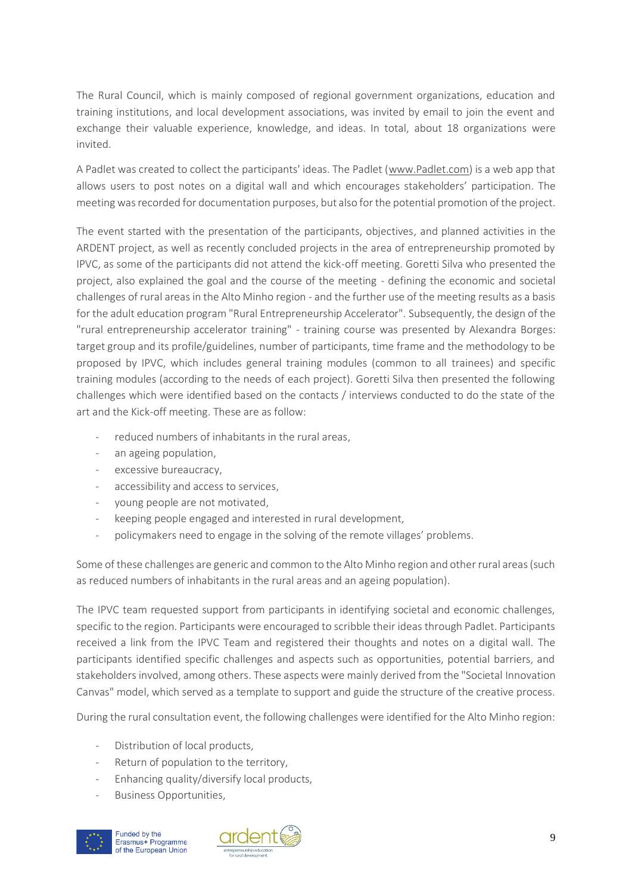The Rural Council, which is mainly composed of regional government organizations, education and training institutions, and local development associations, was invited by email to join the event and exchange their valuable experience, knowledge, and ideas. In total, about 18 organizations were invited.

A Padlet was created to collect the participants' ideas. The Padlet (www.Padlet.com) is a web app that allows users to post notes on a digital wall and which encourages stakeholders' participation. The meeting was recorded for documentation purposes, but also for the potential promotion of the project.

The event started with the presentation of the participants, objectives, and planned activities in the ARDENT project, as well as recently concluded projects in the area of entrepreneurship promoted by IPVC, as some of the participants did not attend the kick-off meeting. Goretti Silva who presented the project, also explained the goal and the course of the meeting - defining the economic and societal challenges of rural areas in the Alto Minho region - and the further use of the meeting results as a basis for the adult education program "Rural Entrepreneurship Accelerator". Subsequently, the design of the "rural entrepreneurship accelerator training" - training course was presented by Alexandra Borges: target group and its profile/guidelines, number of participants, time frame and the methodology to be proposed by IPVC, which includes general training modules (common to all trainees) and specific training modules (according to the needs of each project). Goretti Silva then presented the following challenges which were identified based on the contacts / interviews conducted to do the state of the art and the Kick-off meeting. These are as follow:

- reduced numbers of inhabitants in the rural areas,
- an ageing population,
- excessive bureaucracy,
- accessibility and access to services,
- young people are not motivated,
- keeping people engaged and interested in rural development,
- policymakers need to engage in the solving of the remote villages' problems.

Some of these challenges are generic and common to the Alto Minho region and other rural areas (such as reduced numbers of inhabitants in the rural areas and an ageing population).

The IPVC team requested support from participants in identifying societal and economic challenges, specific to the region. Participants were encouraged to scribble their ideas through Padlet. Participants received a link from the IPVC Team and registered their thoughts and notes on a digital wall. The participants identified specific challenges and aspects such as opportunities, potential barriers, and stakeholders involved, among others. These aspects were mainly derived from the "Societal Innovation Canvas" model, which served as a template to support and guide the structure of the creative process.

During the rural consultation event, the following challenges were identified for the Alto Minho region:

- Distribution of local products,
- Return of population to the territory,
- Enhancing quality/diversify local products,
- Business Opportunities,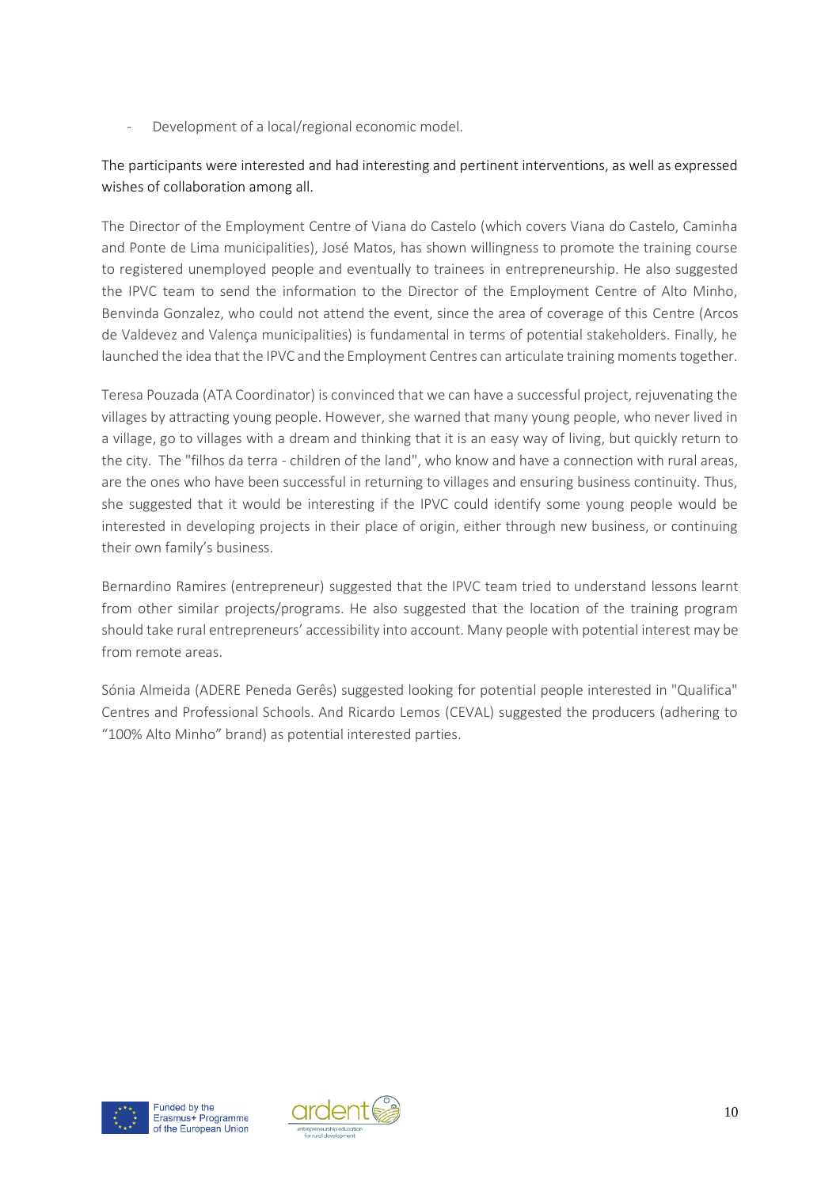- Development of a local/regional economic model.

The participants were interested and had interesting and pertinent interventions, as well as expressed wishes of collaboration among all.

The Director of the Employment Centre of Viana do Castelo (which covers Viana do Castelo, Caminha and Ponte de Lima municipalities), José Matos, has shown willingness to promote the training course to registered unemployed people and eventually to trainees in entrepreneurship. He also suggested the IPVC team to send the information to the Director of the Employment Centre of Alto Minho, Benvinda Gonzalez, who could not attend the event, since the area of coverage of this Centre (Arcos de Valdevez and Valença municipalities) is fundamental in terms of potential stakeholders. Finally, he launched the idea that the IPVC and the Employment Centres can articulate training moments together.

Teresa Pouzada (ATA Coordinator) is convinced that we can have a successful project, rejuvenating the villages by attracting young people. However, she warned that many young people, who never lived in a village, go to villages with a dream and thinking that it is an easy way of living, but quickly return to the city. The "filhos da terra - children of the land", who know and have a connection with rural areas, are the ones who have been successful in returning to villages and ensuring business continuity. Thus, she suggested that it would be interesting if the IPVC could identify some young people would be interested in developing projects in their place of origin, either through new business, or continuing their own family's business.

Bernardino Ramires (entrepreneur) suggested that the IPVC team tried to understand lessons learnt from other similar projects/programs. He also suggested that the location of the training program should take rural entrepreneurs' accessibility into account. Many people with potential interest may be from remote areas.

Sónia Almeida (ADERE Peneda Gerês) suggested looking for potential people interested in "Qualifica" Centres and Professional Schools. And Ricardo Lemos (CEVAL) suggested the producers (adhering to "100% Alto Minho" brand) as potential interested parties.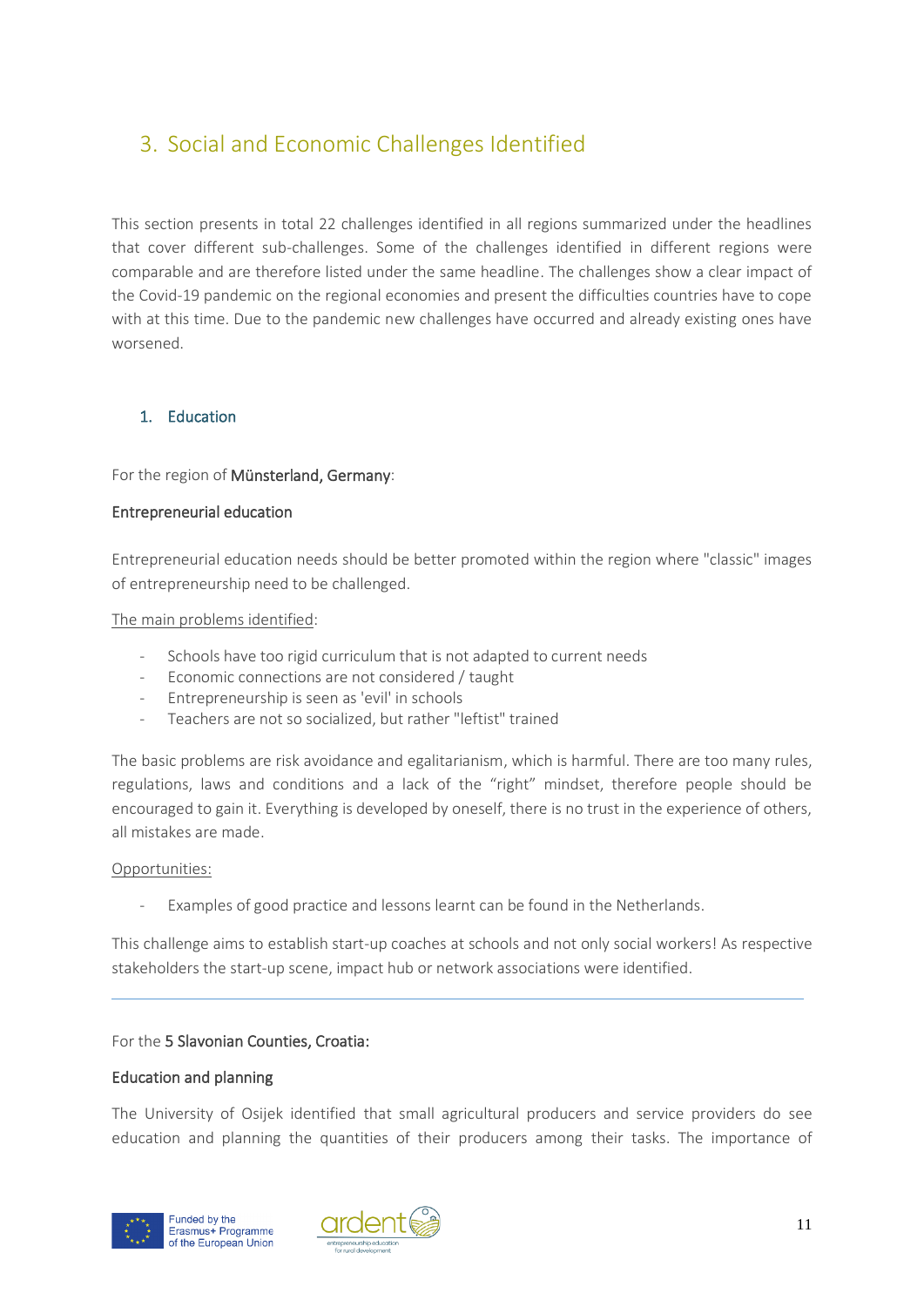# 3. Social and Economic Challenges Identified

This section presents in total 22 challenges identified in all regions summarized under the headlines that cover different sub-challenges. Some of the challenges identified in different regions were comparable and are therefore listed under the same headline. The challenges show a clear impact of the Covid-19 pandemic on the regional economies and present the difficulties countries have to cope with at this time. Due to the pandemic new challenges have occurred and already existing ones have worsened.

## 1. Education

For the region of **Münsterland, Germany**:

**Entrepreneurial education**

Entrepreneurial education needs should be better promoted within the region where "classic" images of entrepreneurship need to be challenged.

The main problems identified:

- Schools have too rigid curriculum that is not adapted to current needs
- Economic connections are not considered / taught
- Entrepreneurship is seen as 'evil' in schools
- Teachers are not so socialized, but rather "leftist" trained

The basic problems are risk avoidance and egalitarianism, which is harmful. There are too many rules, regulations, laws and conditions and a lack of the "right" mindset, therefore people should be encouraged to gain it. Everything is developed by oneself, there is no trust in the experience of others, all mistakes are made.

Opportunities:

- Examples of good practice and lessons learnt can be found in the Netherlands.

This challenge aims to establish start-up coaches at schools and not only social workers! As respective stakeholders the start-up scene, impact hub or network associations were identified.

---

For the **5 Slavonian Counties, Croatia:**

**Education and planning**

The University of Osijek identified that small agricultural producers and service providers do see education and planning the quantities of their producers among their tasks. The importance of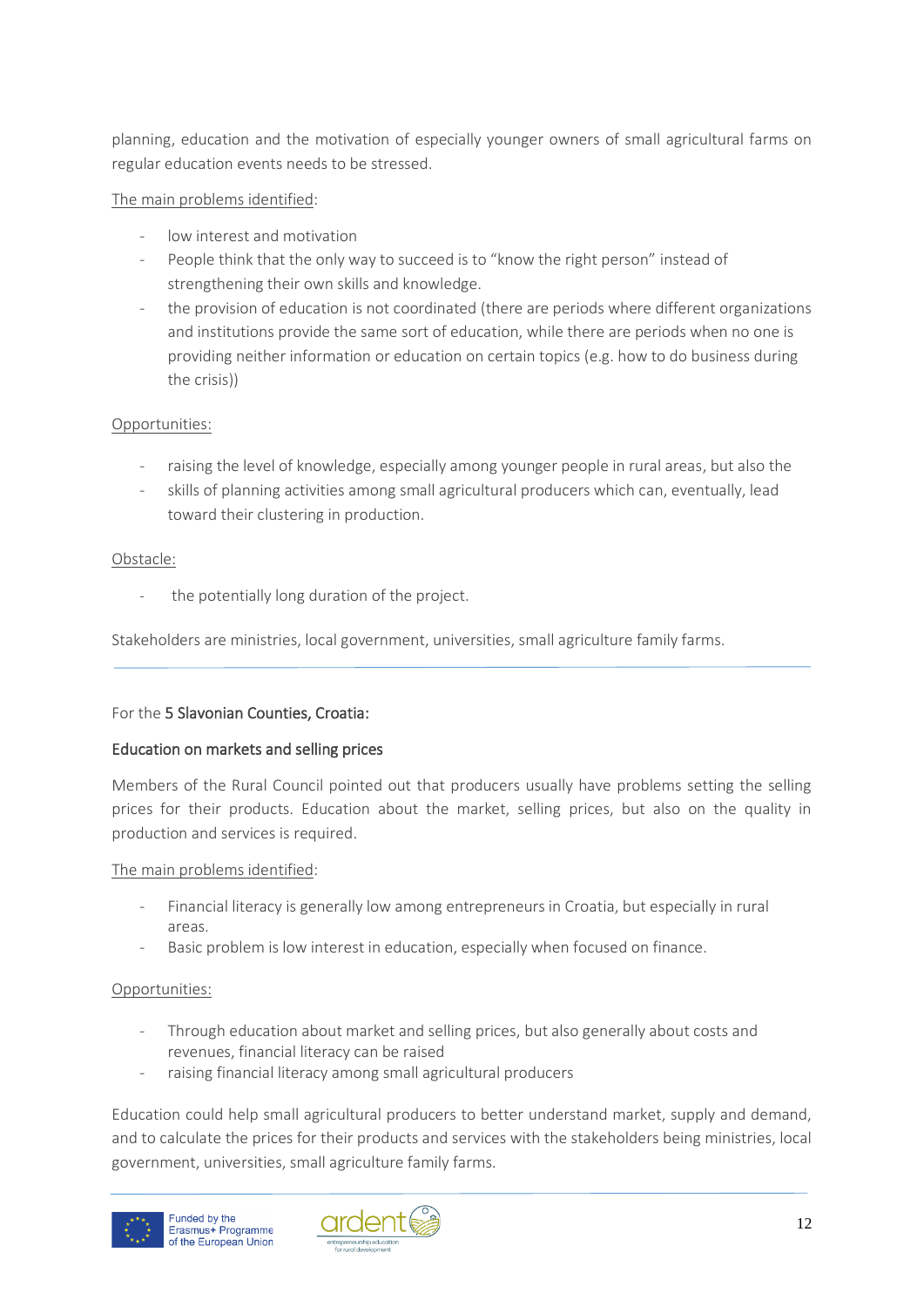planning, education and the motivation of especially younger owners of small agricultural farms on regular education events needs to be stressed.

The main problems identified:

- low interest and motivation
- People think that the only way to succeed is to “know the right person” instead of strengthening their own skills and knowledge.
- the provision of education is not coordinated (there are periods where different organizations and institutions provide the same sort of education, while there are periods when no one is providing neither information or education on certain topics (e.g. how to do business during the crisis))

Opportunities:

- raising the level of knowledge, especially among younger people in rural areas, but also the
- skills of planning activities among small agricultural producers which can, eventually, lead toward their clustering in production.

Obstacle:

- the potentially long duration of the project.

Stakeholders are ministries, local government, universities, small agriculture family farms.

---

For the **5 Slavonian Counties, Croatia:**

**Education on markets and selling prices**

Members of the Rural Council pointed out that producers usually have problems setting the selling prices for their products. Education about the market, selling prices, but also on the quality in production and services is required.

The main problems identified:

- Financial literacy is generally low among entrepreneurs in Croatia, but especially in rural areas.
- Basic problem is low interest in education, especially when focused on finance.

Opportunities:

- Through education about market and selling prices, but also generally about costs and revenues, financial literacy can be raised
- raising financial literacy among small agricultural producers

Education could help small agricultural producers to better understand market, supply and demand, and to calculate the prices for their products and services with the stakeholders being ministries, local government, universities, small agriculture family farms.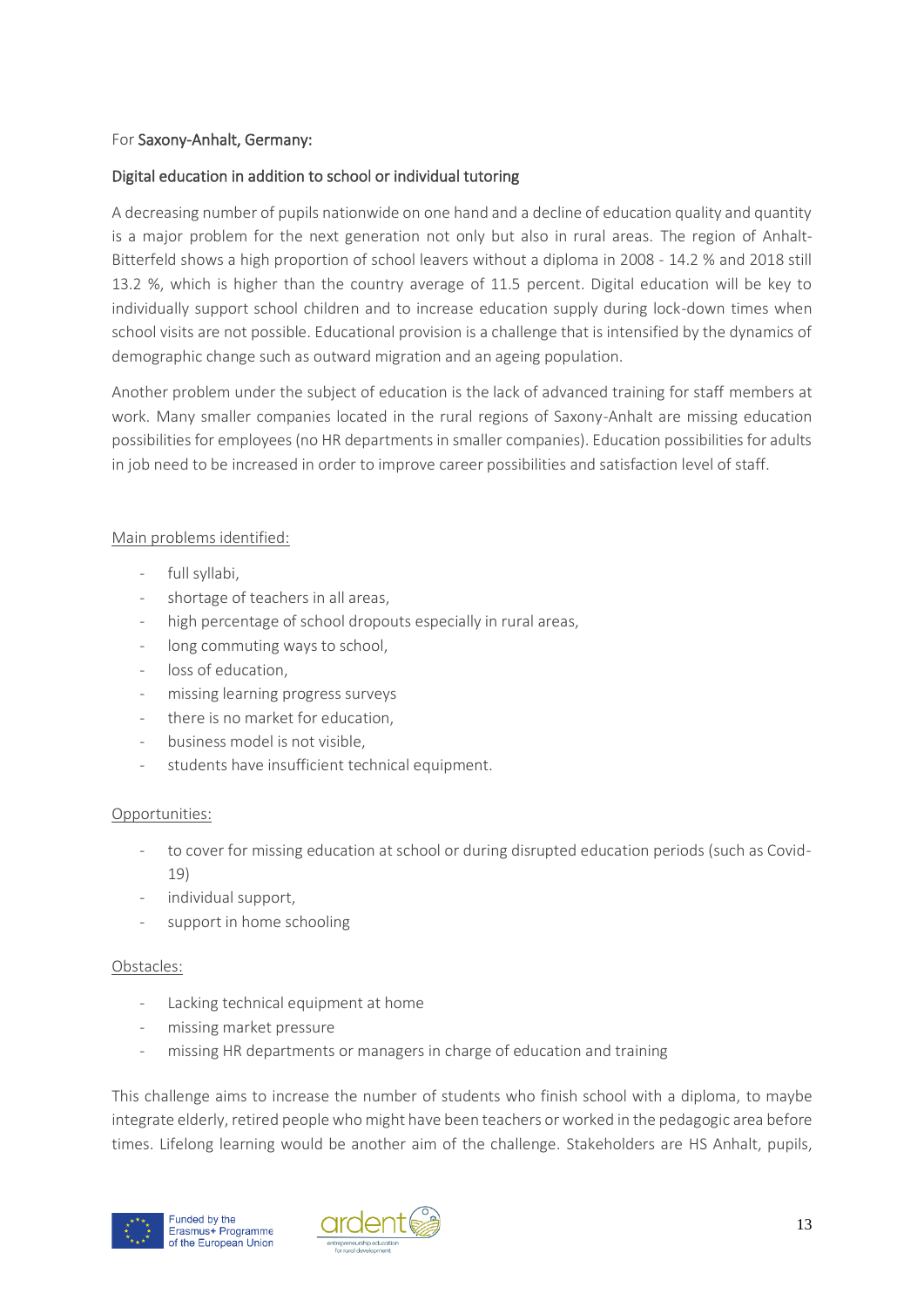For **Saxony-Anhalt, Germany:**

**Digital education in addition to school or individual tutoring**

A decreasing number of pupils nationwide on one hand and a decline of education quality and quantity is a major problem for the next generation not only but also in rural areas. The region of Anhalt-Bitterfeld shows a high proportion of school leavers without a diploma in 2008 - 14.2 % and 2018 still 13.2 %, which is higher than the country average of 11.5 percent. Digital education will be key to individually support school children and to increase education supply during lock-down times when school visits are not possible. Educational provision is a challenge that is intensified by the dynamics of demographic change such as outward migration and an ageing population.

Another problem under the subject of education is the lack of advanced training for staff members at work. Many smaller companies located in the rural regions of Saxony-Anhalt are missing education possibilities for employees (no HR departments in smaller companies). Education possibilities for adults in job need to be increased in order to improve career possibilities and satisfaction level of staff.

Main problems identified:

- full syllabi,
- shortage of teachers in all areas,
- high percentage of school dropouts especially in rural areas,
- long commuting ways to school,
- loss of education,
- missing learning progress surveys
- there is no market for education,
- business model is not visible,
- students have insufficient technical equipment.

Opportunities:

- to cover for missing education at school or during disrupted education periods (such as Covid-19)
- individual support,
- support in home schooling

Obstacles:

- Lacking technical equipment at home
- missing market pressure
- missing HR departments or managers in charge of education and training

This challenge aims to increase the number of students who finish school with a diploma, to maybe integrate elderly, retired people who might have been teachers or worked in the pedagogic area before times. Lifelong learning would be another aim of the challenge. Stakeholders are HS Anhalt, pupils,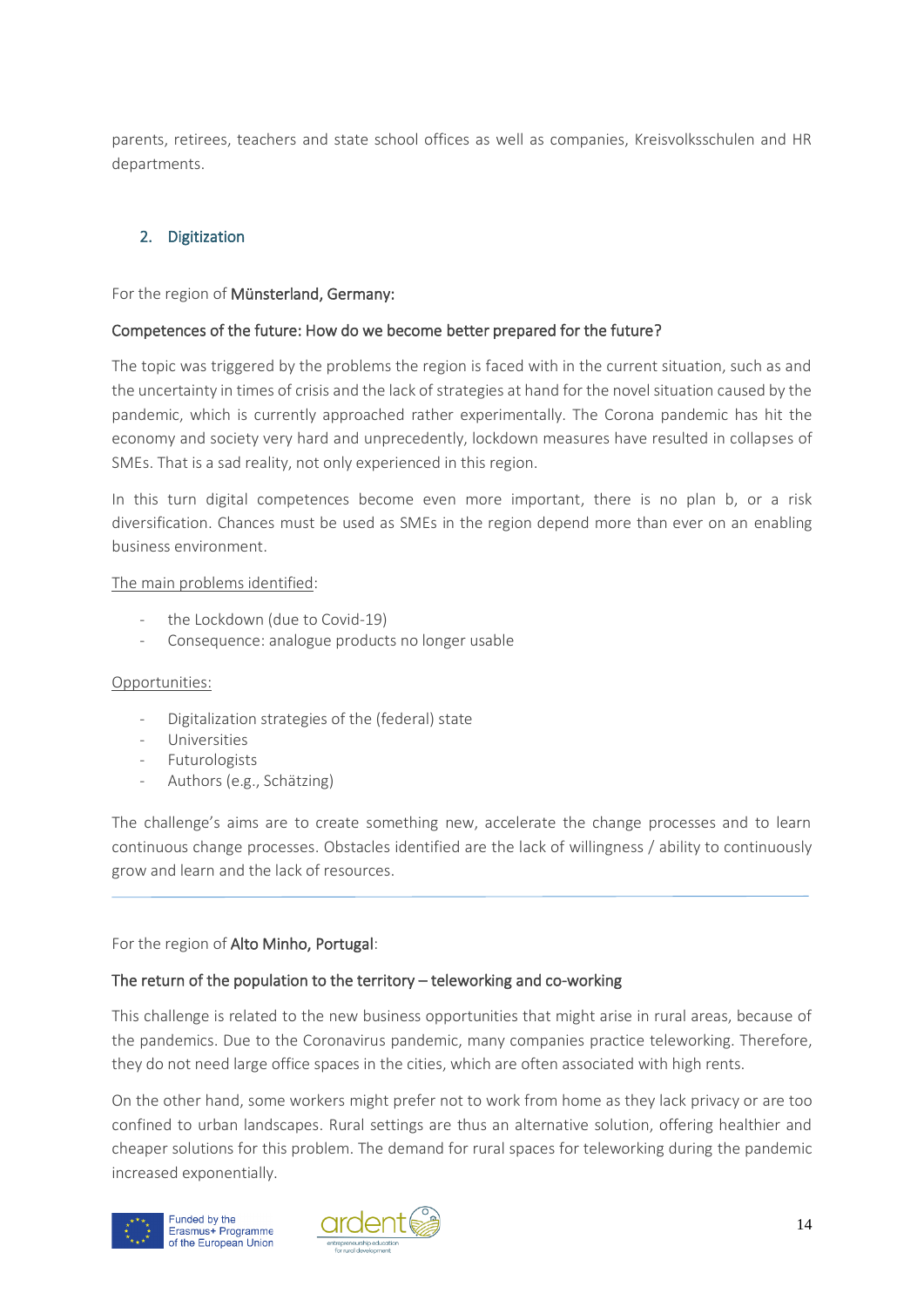parents, retirees, teachers and state school offices as well as companies, Kreisvolksschulen and HR departments.

## 2. Digitization

For the region of **Münsterland, Germany:**

**Competences of the future: How do we become better prepared for the future?**

The topic was triggered by the problems the region is faced with in the current situation, such as and the uncertainty in times of crisis and the lack of strategies at hand for the novel situation caused by the pandemic, which is currently approached rather experimentally. The Corona pandemic has hit the economy and society very hard and unprecedently, lockdown measures have resulted in collapses of SMEs. That is a sad reality, not only experienced in this region.

In this turn digital competences become even more important, there is no plan b, or a risk diversification. Chances must be used as SMEs in the region depend more than ever on an enabling business environment.

The main problems identified:

- the Lockdown (due to Covid-19)
- Consequence: analogue products no longer usable

Opportunities:

- Digitalization strategies of the (federal) state
- Universities
- Futurologists
- Authors (e.g., Schätzing)

The challenge's aims are to create something new, accelerate the change processes and to learn continuous change processes. Obstacles identified are the lack of willingness / ability to continuously grow and learn and the lack of resources.

---

For the region of **Alto Minho, Portugal**:

**The return of the population to the territory – teleworking and co-working**

This challenge is related to the new business opportunities that might arise in rural areas, because of the pandemics. Due to the Coronavirus pandemic, many companies practice teleworking. Therefore, they do not need large office spaces in the cities, which are often associated with high rents.

On the other hand, some workers might prefer not to work from home as they lack privacy or are too confined to urban landscapes. Rural settings are thus an alternative solution, offering healthier and cheaper solutions for this problem. The demand for rural spaces for teleworking during the pandemic increased exponentially.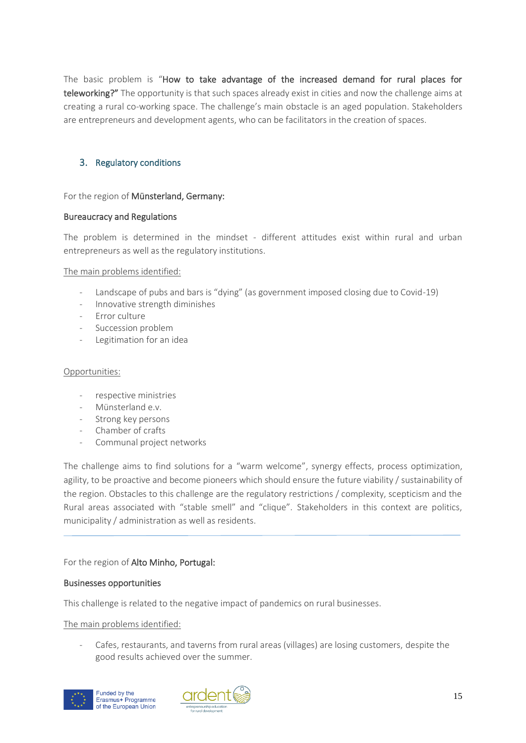The basic problem is "**How to take advantage of the increased demand for rural places for teleworking?"** The opportunity is that such spaces already exist in cities and now the challenge aims at creating a rural co-working space. The challenge's main obstacle is an aged population. Stakeholders are entrepreneurs and development agents, who can be facilitators in the creation of spaces.

## 3. Regulatory conditions

For the region of **Münsterland, Germany:**

**Bureaucracy and Regulations**

The problem is determined in the mindset - different attitudes exist within rural and urban entrepreneurs as well as the regulatory institutions.

The main problems identified:

- Landscape of pubs and bars is "dying" (as government imposed closing due to Covid-19)
- Innovative strength diminishes
- Error culture
- Succession problem
- Legitimation for an idea

Opportunities:

- respective ministries
- Münsterland e.v.
- Strong key persons
- Chamber of crafts
- Communal project networks

The challenge aims to find solutions for a "warm welcome", synergy effects, process optimization, agility, to be proactive and become pioneers which should ensure the future viability / sustainability of the region. Obstacles to this challenge are the regulatory restrictions / complexity, scepticism and the Rural areas associated with "stable smell" and "clique". Stakeholders in this context are politics, municipality / administration as well as residents.

---

For the region of **Alto Minho, Portugal:**

**Businesses opportunities**

This challenge is related to the negative impact of pandemics on rural businesses.

The main problems identified:

- Cafes, restaurants, and taverns from rural areas (villages) are losing customers, despite the good results achieved over the summer.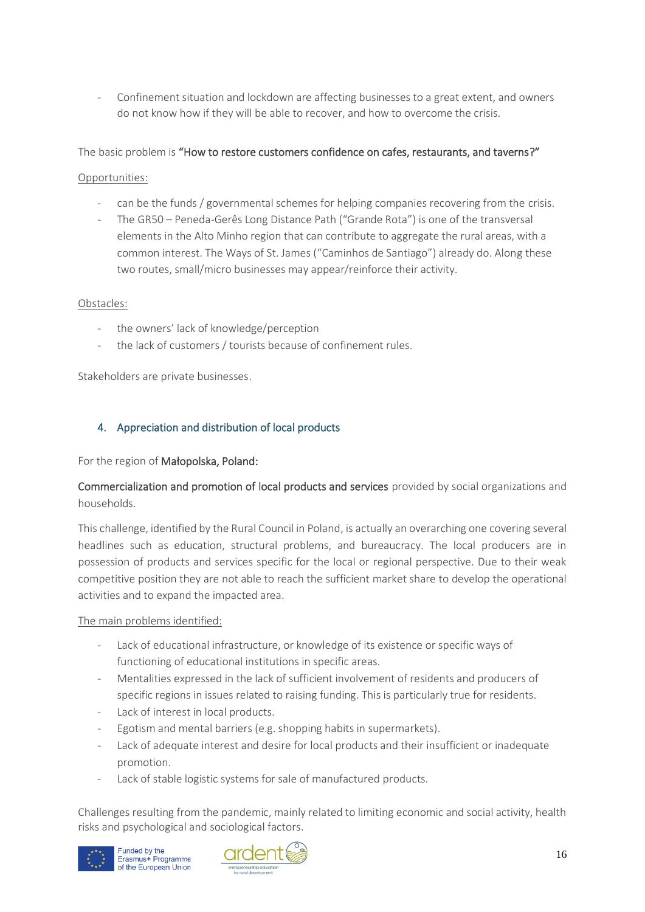- Confinement situation and lockdown are affecting businesses to a great extent, and owners do not know how if they will be able to recover, and how to overcome the crisis.

The basic problem is **"How to restore customers confidence on cafes, restaurants, and taverns?"**

Opportunities:

- can be the funds / governmental schemes for helping companies recovering from the crisis.
- The GR50 – Peneda-Gerês Long Distance Path ("Grande Rota") is one of the transversal elements in the Alto Minho region that can contribute to aggregate the rural areas, with a common interest. The Ways of St. James ("Caminhos de Santiago") already do. Along these two routes, small/micro businesses may appear/reinforce their activity.

Obstacles:

- the owners' lack of knowledge/perception
- the lack of customers / tourists because of confinement rules.

Stakeholders are private businesses.

## 4. Appreciation and distribution of local products

For the region of **Małopolska, Poland:**

**Commercialization and promotion of local products and services** provided by social organizations and households.

This challenge, identified by the Rural Council in Poland, is actually an overarching one covering several headlines such as education, structural problems, and bureaucracy. The local producers are in possession of products and services specific for the local or regional perspective. Due to their weak competitive position they are not able to reach the sufficient market share to develop the operational activities and to expand the impacted area.

The main problems identified:

- Lack of educational infrastructure, or knowledge of its existence or specific ways of functioning of educational institutions in specific areas.
- Mentalities expressed in the lack of sufficient involvement of residents and producers of specific regions in issues related to raising funding. This is particularly true for residents.
- Lack of interest in local products.
- Egotism and mental barriers (e.g. shopping habits in supermarkets).
- Lack of adequate interest and desire for local products and their insufficient or inadequate promotion.
- Lack of stable logistic systems for sale of manufactured products.

Challenges resulting from the pandemic, mainly related to limiting economic and social activity, health risks and psychological and sociological factors.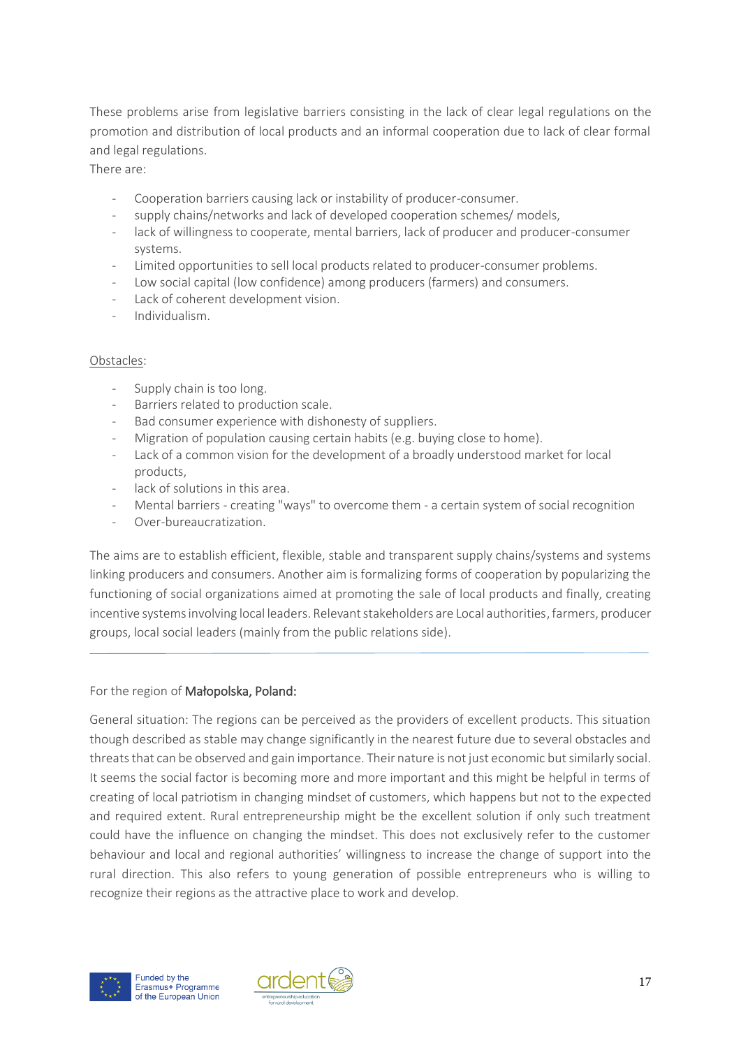These problems arise from legislative barriers consisting in the lack of clear legal regulations on the promotion and distribution of local products and an informal cooperation due to lack of clear formal and legal regulations.

There are:

- Cooperation barriers causing lack or instability of producer-consumer.
- supply chains/networks and lack of developed cooperation schemes/ models,
- lack of willingness to cooperate, mental barriers, lack of producer and producer-consumer systems.
- Limited opportunities to sell local products related to producer-consumer problems.
- Low social capital (low confidence) among producers (farmers) and consumers.
- Lack of coherent development vision.
- Individualism.

<u>Obstacles</u>:

- Supply chain is too long.
- Barriers related to production scale.
- Bad consumer experience with dishonesty of suppliers.
- Migration of population causing certain habits (e.g. buying close to home).
- Lack of a common vision for the development of a broadly understood market for local products,
- lack of solutions in this area.
- Mental barriers - creating "ways" to overcome them - a certain system of social recognition
- Over-bureaucratization.

The aims are to establish efficient, flexible, stable and transparent supply chains/systems and systems linking producers and consumers. Another aim is formalizing forms of cooperation by popularizing the functioning of social organizations aimed at promoting the sale of local products and finally, creating incentive systems involving local leaders. Relevant stakeholders are Local authorities, farmers, producer groups, local social leaders (mainly from the public relations side).

---

For the region of **Małopolska, Poland:**

General situation: The regions can be perceived as the providers of excellent products. This situation though described as stable may change significantly in the nearest future due to several obstacles and threats that can be observed and gain importance. Their nature is not just economic but similarly social. It seems the social factor is becoming more and more important and this might be helpful in terms of creating of local patriotism in changing mindset of customers, which happens but not to the expected and required extent. Rural entrepreneurship might be the excellent solution if only such treatment could have the influence on changing the mindset. This does not exclusively refer to the customer behaviour and local and regional authorities' willingness to increase the change of support into the rural direction. This also refers to young generation of possible entrepreneurs who is willing to recognize their regions as the attractive place to work and develop.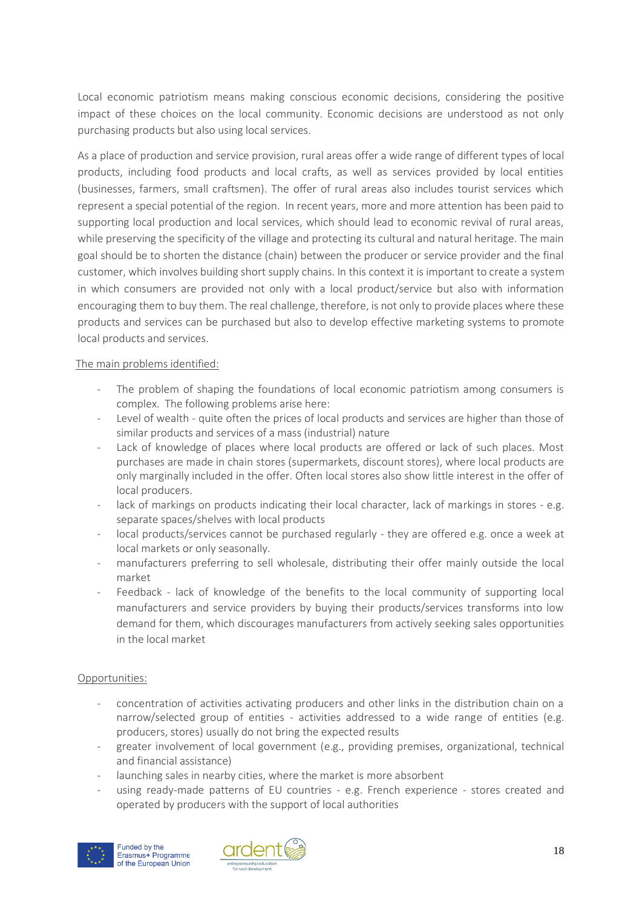Local economic patriotism means making conscious economic decisions, considering the positive impact of these choices on the local community. Economic decisions are understood as not only purchasing products but also using local services.

As a place of production and service provision, rural areas offer a wide range of different types of local products, including food products and local crafts, as well as services provided by local entities (businesses, farmers, small craftsmen). The offer of rural areas also includes tourist services which represent a special potential of the region. In recent years, more and more attention has been paid to supporting local production and local services, which should lead to economic revival of rural areas, while preserving the specificity of the village and protecting its cultural and natural heritage. The main goal should be to shorten the distance (chain) between the producer or service provider and the final customer, which involves building short supply chains. In this context it is important to create a system in which consumers are provided not only with a local product/service but also with information encouraging them to buy them. The real challenge, therefore, is not only to provide places where these products and services can be purchased but also to develop effective marketing systems to promote local products and services.

The main problems identified:

- The problem of shaping the foundations of local economic patriotism among consumers is complex. The following problems arise here:
- Level of wealth - quite often the prices of local products and services are higher than those of similar products and services of a mass (industrial) nature
- Lack of knowledge of places where local products are offered or lack of such places. Most purchases are made in chain stores (supermarkets, discount stores), where local products are only marginally included in the offer. Often local stores also show little interest in the offer of local producers.
- lack of markings on products indicating their local character, lack of markings in stores - e.g. separate spaces/shelves with local products
- local products/services cannot be purchased regularly - they are offered e.g. once a week at local markets or only seasonally.
- manufacturers preferring to sell wholesale, distributing their offer mainly outside the local market
- Feedback - lack of knowledge of the benefits to the local community of supporting local manufacturers and service providers by buying their products/services transforms into low demand for them, which discourages manufacturers from actively seeking sales opportunities in the local market

Opportunities:

- concentration of activities activating producers and other links in the distribution chain on a narrow/selected group of entities - activities addressed to a wide range of entities (e.g. producers, stores) usually do not bring the expected results
- greater involvement of local government (e.g., providing premises, organizational, technical and financial assistance)
- launching sales in nearby cities, where the market is more absorbent
- using ready-made patterns of EU countries - e.g. French experience - stores created and operated by producers with the support of local authorities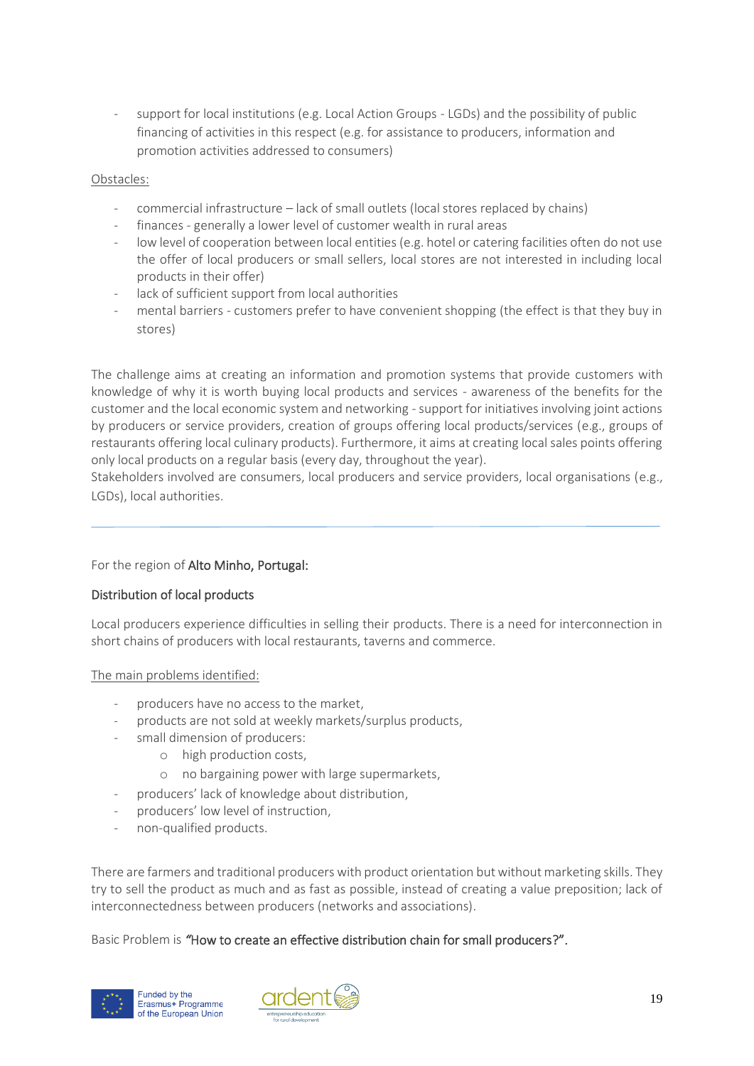- support for local institutions (e.g. Local Action Groups - LGDs) and the possibility of public financing of activities in this respect (e.g. for assistance to producers, information and promotion activities addressed to consumers)

Obstacles:

- commercial infrastructure – lack of small outlets (local stores replaced by chains)
- finances - generally a lower level of customer wealth in rural areas
- low level of cooperation between local entities (e.g. hotel or catering facilities often do not use the offer of local producers or small sellers, local stores are not interested in including local products in their offer)
- lack of sufficient support from local authorities
- mental barriers - customers prefer to have convenient shopping (the effect is that they buy in stores)

The challenge aims at creating an information and promotion systems that provide customers with knowledge of why it is worth buying local products and services - awareness of the benefits for the customer and the local economic system and networking - support for initiatives involving joint actions by producers or service providers, creation of groups offering local products/services (e.g., groups of restaurants offering local culinary products). Furthermore, it aims at creating local sales points offering only local products on a regular basis (every day, throughout the year).
Stakeholders involved are consumers, local producers and service providers, local organisations (e.g., LGDs), local authorities.

---

For the region of **Alto Minho, Portugal:**

**Distribution of local products**

Local producers experience difficulties in selling their products. There is a need for interconnection in short chains of producers with local restaurants, taverns and commerce.

The main problems identified:

- producers have no access to the market,
- products are not sold at weekly markets/surplus products,
- small dimension of producers:
  - high production costs,
  - no bargaining power with large supermarkets,
- producers' lack of knowledge about distribution,
- producers' low level of instruction,
- non-qualified products.

There are farmers and traditional producers with product orientation but without marketing skills. They try to sell the product as much and as fast as possible, instead of creating a value preposition; lack of interconnectedness between producers (networks and associations).

Basic Problem is ***"*How to create an effective distribution chain for small producers?".**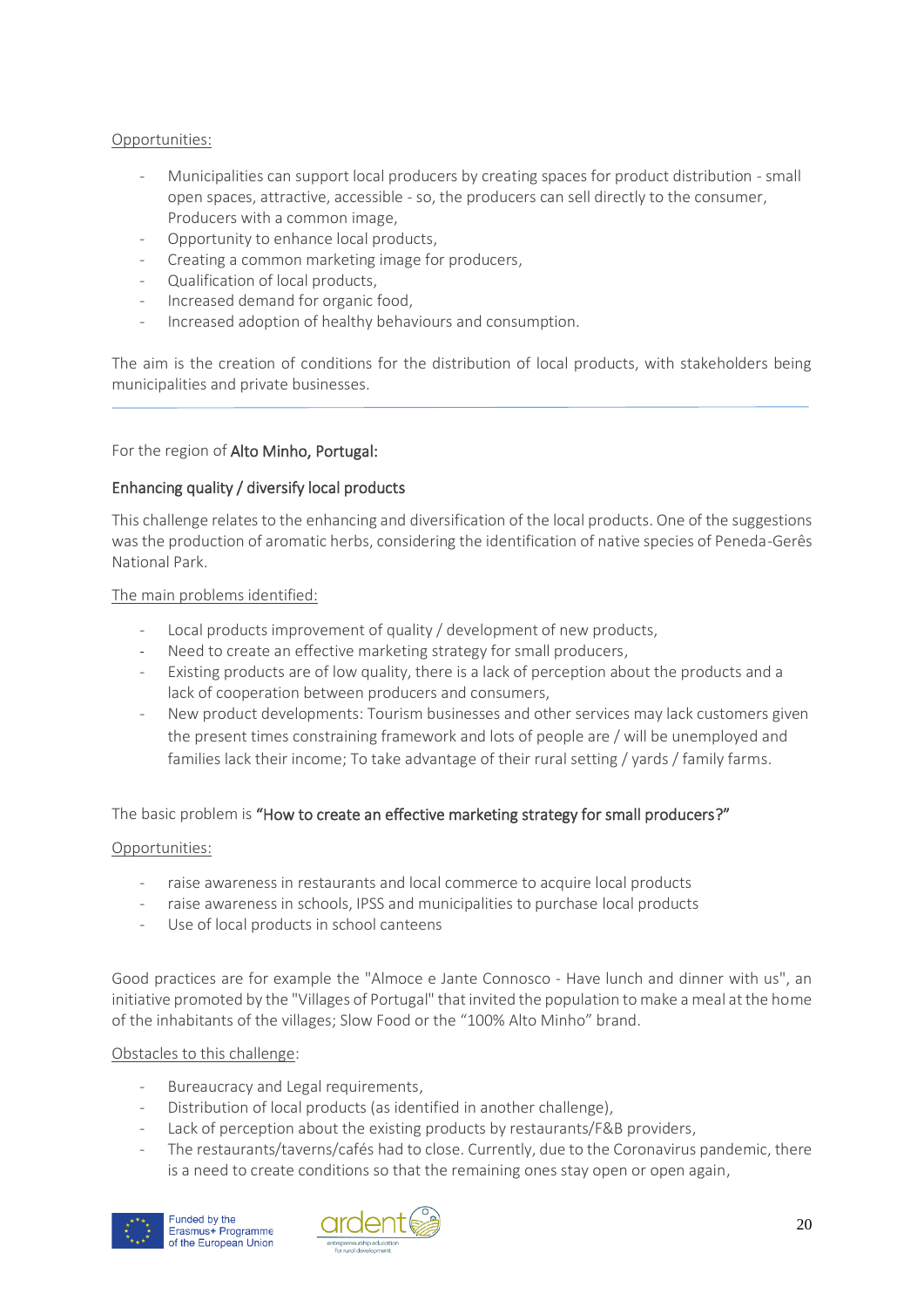Opportunities:

- Municipalities can support local producers by creating spaces for product distribution - small open spaces, attractive, accessible - so, the producers can sell directly to the consumer, Producers with a common image,
- Opportunity to enhance local products,
- Creating a common marketing image for producers,
- Qualification of local products,
- Increased demand for organic food,
- Increased adoption of healthy behaviours and consumption.

The aim is the creation of conditions for the distribution of local products, with stakeholders being municipalities and private businesses.

---

For the region of **Alto Minho, Portugal:**

**Enhancing quality / diversify local products**

This challenge relates to the enhancing and diversification of the local products. One of the suggestions was the production of aromatic herbs, considering the identification of native species of Peneda-Gerês National Park.

The main problems identified:

- Local products improvement of quality / development of new products,
- Need to create an effective marketing strategy for small producers,
- Existing products are of low quality, there is a lack of perception about the products and a lack of cooperation between producers and consumers,
- New product developments: Tourism businesses and other services may lack customers given the present times constraining framework and lots of people are / will be unemployed and families lack their income; To take advantage of their rural setting / yards / family farms.

The basic problem is **"How to create an effective marketing strategy for small producers?"**

Opportunities:

- raise awareness in restaurants and local commerce to acquire local products
- raise awareness in schools, IPSS and municipalities to purchase local products
- Use of local products in school canteens

Good practices are for example the "Almoce e Jante Connosco - Have lunch and dinner with us", an initiative promoted by the "Villages of Portugal" that invited the population to make a meal at the home of the inhabitants of the villages; Slow Food or the "100% Alto Minho" brand.

Obstacles to this challenge:

- Bureaucracy and Legal requirements,
- Distribution of local products (as identified in another challenge),
- Lack of perception about the existing products by restaurants/F&B providers,
- The restaurants/taverns/cafés had to close. Currently, due to the Coronavirus pandemic, there is a need to create conditions so that the remaining ones stay open or open again,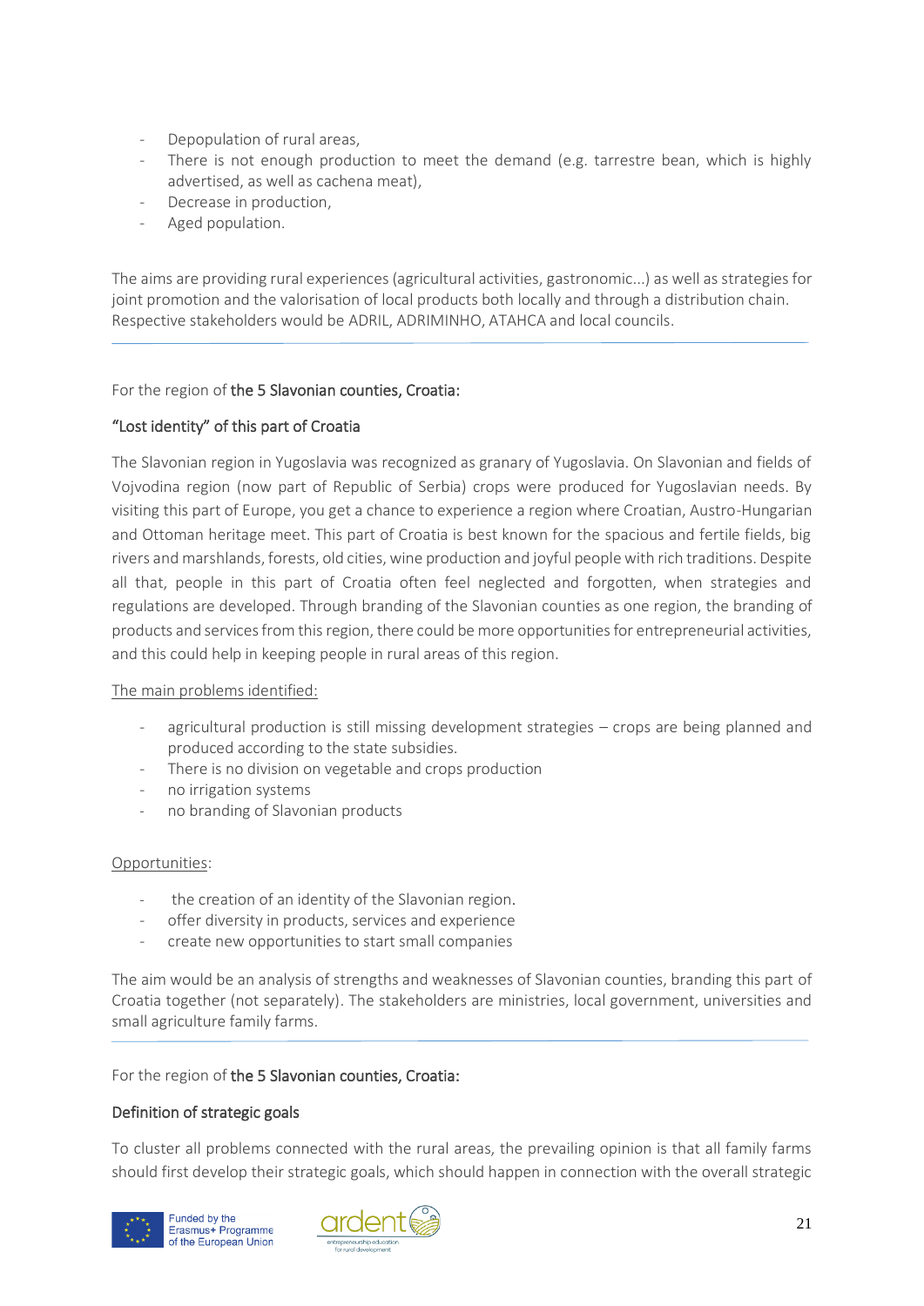- Depopulation of rural areas,
- There is not enough production to meet the demand (e.g. tarrestre bean, which is highly advertised, as well as cachena meat),
- Decrease in production,
- Aged population.

The aims are providing rural experiences (agricultural activities, gastronomic...) as well as strategies for joint promotion and the valorisation of local products both locally and through a distribution chain. Respective stakeholders would be ADRIL, ADRIMINHO, ATAHCA and local councils.

---

For the region of **the 5 Slavonian counties, Croatia:**

### "Lost identity" of this part of Croatia

The Slavonian region in Yugoslavia was recognized as granary of Yugoslavia. On Slavonian and fields of Vojvodina region (now part of Republic of Serbia) crops were produced for Yugoslavian needs. By visiting this part of Europe, you get a chance to experience a region where Croatian, Austro-Hungarian and Ottoman heritage meet. This part of Croatia is best known for the spacious and fertile fields, big rivers and marshlands, forests, old cities, wine production and joyful people with rich traditions. Despite all that, people in this part of Croatia often feel neglected and forgotten, when strategies and regulations are developed. Through branding of the Slavonian counties as one region, the branding of products and services from this region, there could be more opportunities for entrepreneurial activities, and this could help in keeping people in rural areas of this region.

The main problems identified:

- agricultural production is still missing development strategies – crops are being planned and produced according to the state subsidies.
- There is no division on vegetable and crops production
- no irrigation systems
- no branding of Slavonian products

Opportunities:

- the creation of an identity of the Slavonian region.
- offer diversity in products, services and experience
- create new opportunities to start small companies

The aim would be an analysis of strengths and weaknesses of Slavonian counties, branding this part of Croatia together (not separately). The stakeholders are ministries, local government, universities and small agriculture family farms.

---

For the region of **the 5 Slavonian counties, Croatia:**

### Definition of strategic goals

To cluster all problems connected with the rural areas, the prevailing opinion is that all family farms should first develop their strategic goals, which should happen in connection with the overall strategic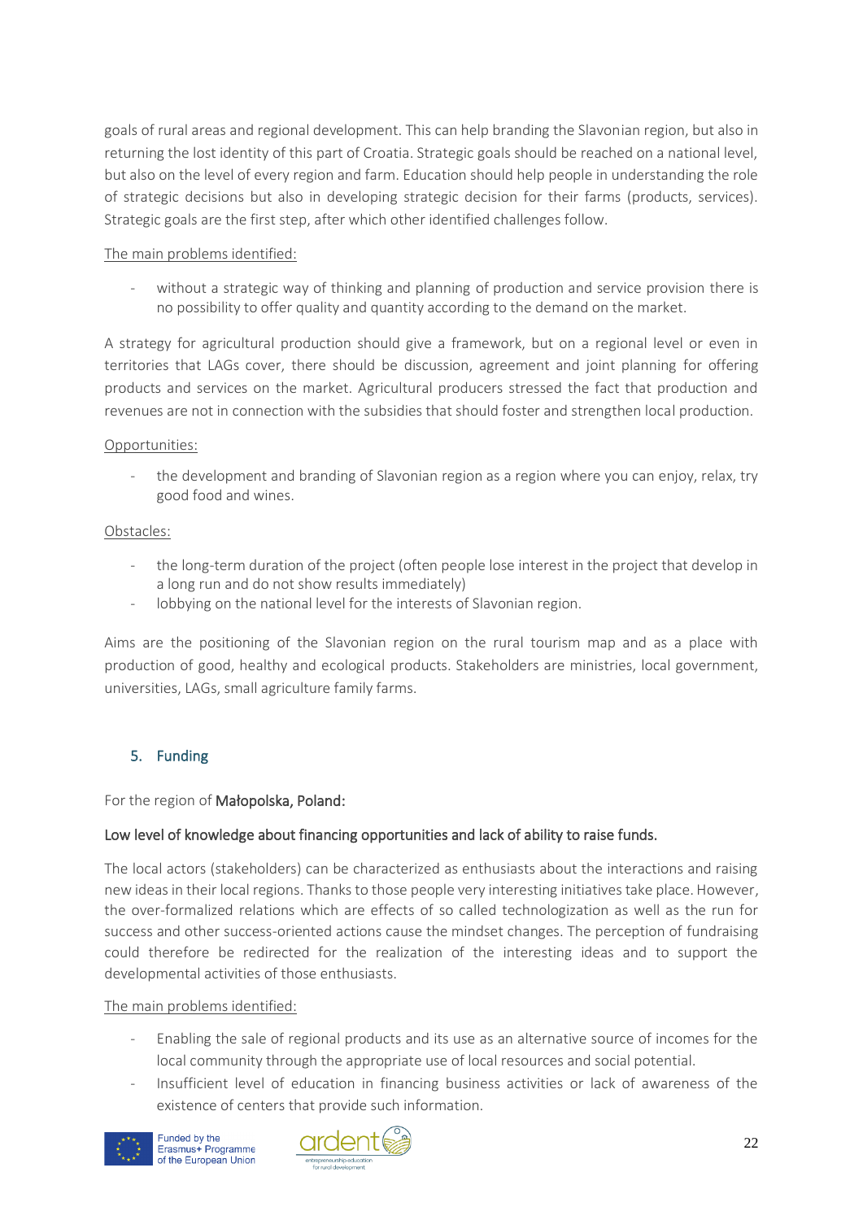goals of rural areas and regional development. This can help branding the Slavonian region, but also in returning the lost identity of this part of Croatia. Strategic goals should be reached on a national level, but also on the level of every region and farm. Education should help people in understanding the role of strategic decisions but also in developing strategic decision for their farms (products, services). Strategic goals are the first step, after which other identified challenges follow.

The main problems identified:

- without a strategic way of thinking and planning of production and service provision there is no possibility to offer quality and quantity according to the demand on the market.

A strategy for agricultural production should give a framework, but on a regional level or even in territories that LAGs cover, there should be discussion, agreement and joint planning for offering products and services on the market. Agricultural producers stressed the fact that production and revenues are not in connection with the subsidies that should foster and strengthen local production.

Opportunities:

- the development and branding of Slavonian region as a region where you can enjoy, relax, try good food and wines.

Obstacles:

- the long-term duration of the project (often people lose interest in the project that develop in a long run and do not show results immediately)
- lobbying on the national level for the interests of Slavonian region.

Aims are the positioning of the Slavonian region on the rural tourism map and as a place with production of good, healthy and ecological products. Stakeholders are ministries, local government, universities, LAGs, small agriculture family farms.

## 5. Funding

For the region of **Małopolska, Poland:**

**Low level of knowledge about financing opportunities and lack of ability to raise funds.**

The local actors (stakeholders) can be characterized as enthusiasts about the interactions and raising new ideas in their local regions. Thanks to those people very interesting initiatives take place. However, the over-formalized relations which are effects of so called technologization as well as the run for success and other success-oriented actions cause the mindset changes. The perception of fundraising could therefore be redirected for the realization of the interesting ideas and to support the developmental activities of those enthusiasts.

The main problems identified:

- Enabling the sale of regional products and its use as an alternative source of incomes for the local community through the appropriate use of local resources and social potential.
- Insufficient level of education in financing business activities or lack of awareness of the existence of centers that provide such information.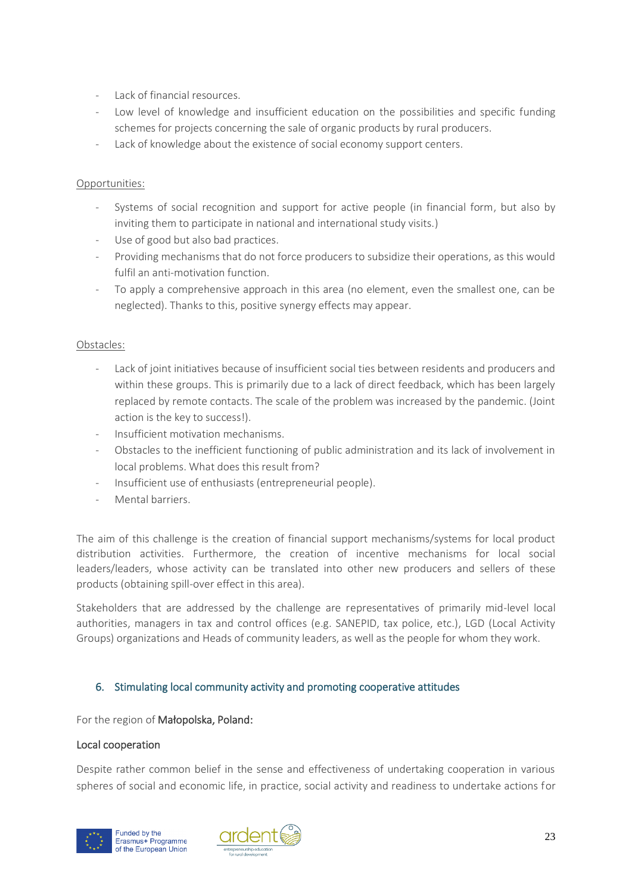- Lack of financial resources.
- Low level of knowledge and insufficient education on the possibilities and specific funding schemes for projects concerning the sale of organic products by rural producers.
- Lack of knowledge about the existence of social economy support centers.

Opportunities:

- Systems of social recognition and support for active people (in financial form, but also by inviting them to participate in national and international study visits.)
- Use of good but also bad practices.
- Providing mechanisms that do not force producers to subsidize their operations, as this would fulfil an anti-motivation function.
- To apply a comprehensive approach in this area (no element, even the smallest one, can be neglected). Thanks to this, positive synergy effects may appear.

Obstacles:

- Lack of joint initiatives because of insufficient social ties between residents and producers and within these groups. This is primarily due to a lack of direct feedback, which has been largely replaced by remote contacts. The scale of the problem was increased by the pandemic. (Joint action is the key to success!).
- Insufficient motivation mechanisms.
- Obstacles to the inefficient functioning of public administration and its lack of involvement in local problems. What does this result from?
- Insufficient use of enthusiasts (entrepreneurial people).
- Mental barriers.

The aim of this challenge is the creation of financial support mechanisms/systems for local product distribution activities. Furthermore, the creation of incentive mechanisms for local social leaders/leaders, whose activity can be translated into other new producers and sellers of these products (obtaining spill-over effect in this area).

Stakeholders that are addressed by the challenge are representatives of primarily mid-level local authorities, managers in tax and control offices (e.g. SANEPID, tax police, etc.), LGD (Local Activity Groups) organizations and Heads of community leaders, as well as the people for whom they work.

## 6. Stimulating local community activity and promoting cooperative attitudes

For the region of **Małopolska, Poland:**

### Local cooperation

Despite rather common belief in the sense and effectiveness of undertaking cooperation in various spheres of social and economic life, in practice, social activity and readiness to undertake actions for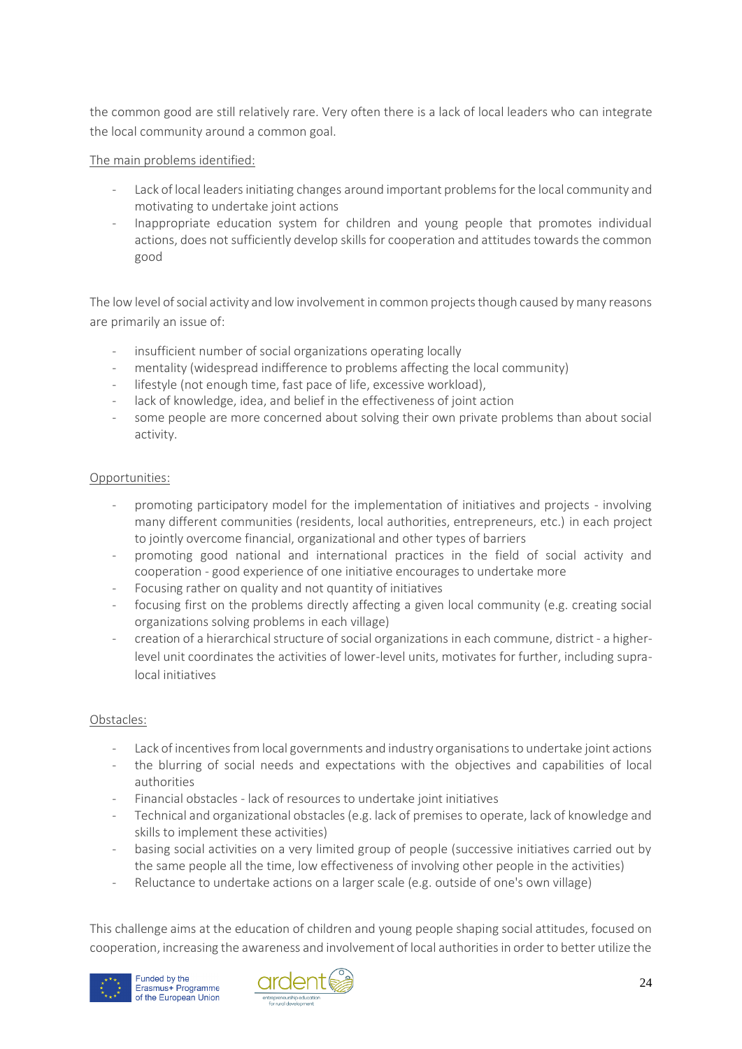the common good are still relatively rare. Very often there is a lack of local leaders who can integrate the local community around a common goal.

The main problems identified:

- Lack of local leaders initiating changes around important problems for the local community and motivating to undertake joint actions
- Inappropriate education system for children and young people that promotes individual actions, does not sufficiently develop skills for cooperation and attitudes towards the common good

The low level of social activity and low involvement in common projects though caused by many reasons are primarily an issue of:

- insufficient number of social organizations operating locally
- mentality (widespread indifference to problems affecting the local community)
- lifestyle (not enough time, fast pace of life, excessive workload),
- lack of knowledge, idea, and belief in the effectiveness of joint action
- some people are more concerned about solving their own private problems than about social activity.

Opportunities:

- promoting participatory model for the implementation of initiatives and projects - involving many different communities (residents, local authorities, entrepreneurs, etc.) in each project to jointly overcome financial, organizational and other types of barriers
- promoting good national and international practices in the field of social activity and cooperation - good experience of one initiative encourages to undertake more
- Focusing rather on quality and not quantity of initiatives
- focusing first on the problems directly affecting a given local community (e.g. creating social organizations solving problems in each village)
- creation of a hierarchical structure of social organizations in each commune, district - a higher-level unit coordinates the activities of lower-level units, motivates for further, including supra-local initiatives

Obstacles:

- Lack of incentives from local governments and industry organisations to undertake joint actions
- the blurring of social needs and expectations with the objectives and capabilities of local authorities
- Financial obstacles - lack of resources to undertake joint initiatives
- Technical and organizational obstacles (e.g. lack of premises to operate, lack of knowledge and skills to implement these activities)
- basing social activities on a very limited group of people (successive initiatives carried out by the same people all the time, low effectiveness of involving other people in the activities)
- Reluctance to undertake actions on a larger scale (e.g. outside of one's own village)

This challenge aims at the education of children and young people shaping social attitudes, focused on cooperation, increasing the awareness and involvement of local authorities in order to better utilize the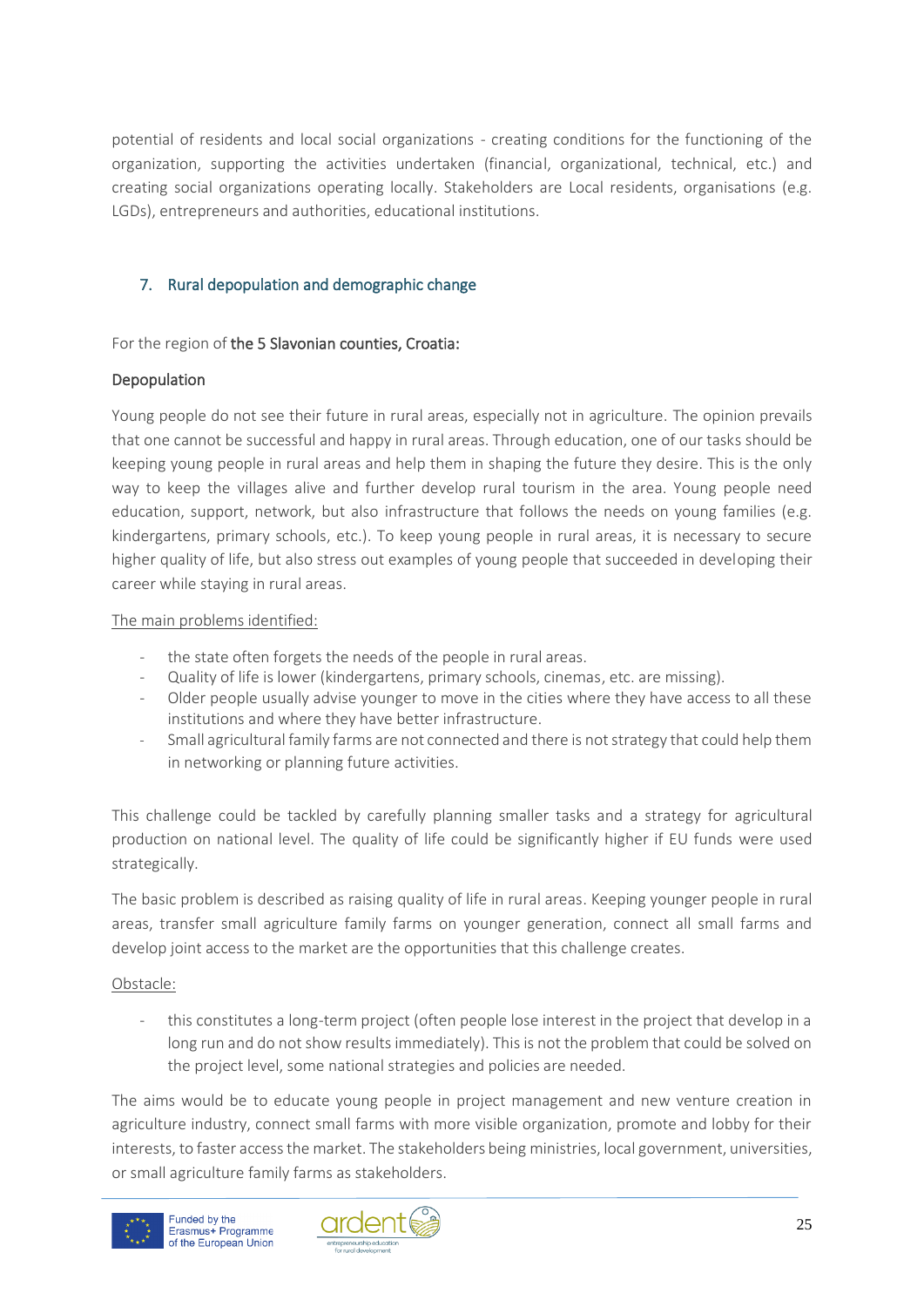potential of residents and local social organizations - creating conditions for the functioning of the organization, supporting the activities undertaken (financial, organizational, technical, etc.) and creating social organizations operating locally. Stakeholders are Local residents, organisations (e.g. LGDs), entrepreneurs and authorities, educational institutions.

## 7. Rural depopulation and demographic change

For the region of **the 5 Slavonian counties, Croatia:**

### Depopulation

Young people do not see their future in rural areas, especially not in agriculture. The opinion prevails that one cannot be successful and happy in rural areas. Through education, one of our tasks should be keeping young people in rural areas and help them in shaping the future they desire. This is the only way to keep the villages alive and further develop rural tourism in the area. Young people need education, support, network, but also infrastructure that follows the needs on young families (e.g. kindergartens, primary schools, etc.). To keep young people in rural areas, it is necessary to secure higher quality of life, but also stress out examples of young people that succeeded in developing their career while staying in rural areas.

<u>The main problems identified:</u>

- the state often forgets the needs of the people in rural areas.
- Quality of life is lower (kindergartens, primary schools, cinemas, etc. are missing).
- Older people usually advise younger to move in the cities where they have access to all these institutions and where they have better infrastructure.
- Small agricultural family farms are not connected and there is not strategy that could help them in networking or planning future activities.

This challenge could be tackled by carefully planning smaller tasks and a strategy for agricultural production on national level. The quality of life could be significantly higher if EU funds were used strategically.

The basic problem is described as raising quality of life in rural areas. Keeping younger people in rural areas, transfer small agriculture family farms on younger generation, connect all small farms and develop joint access to the market are the opportunities that this challenge creates.

<u>Obstacle:</u>

- this constitutes a long-term project (often people lose interest in the project that develop in a long run and do not show results immediately). This is not the problem that could be solved on the project level, some national strategies and policies are needed.

The aims would be to educate young people in project management and new venture creation in agriculture industry, connect small farms with more visible organization, promote and lobby for their interests, to faster access the market. The stakeholders being ministries, local government, universities, or small agriculture family farms as stakeholders.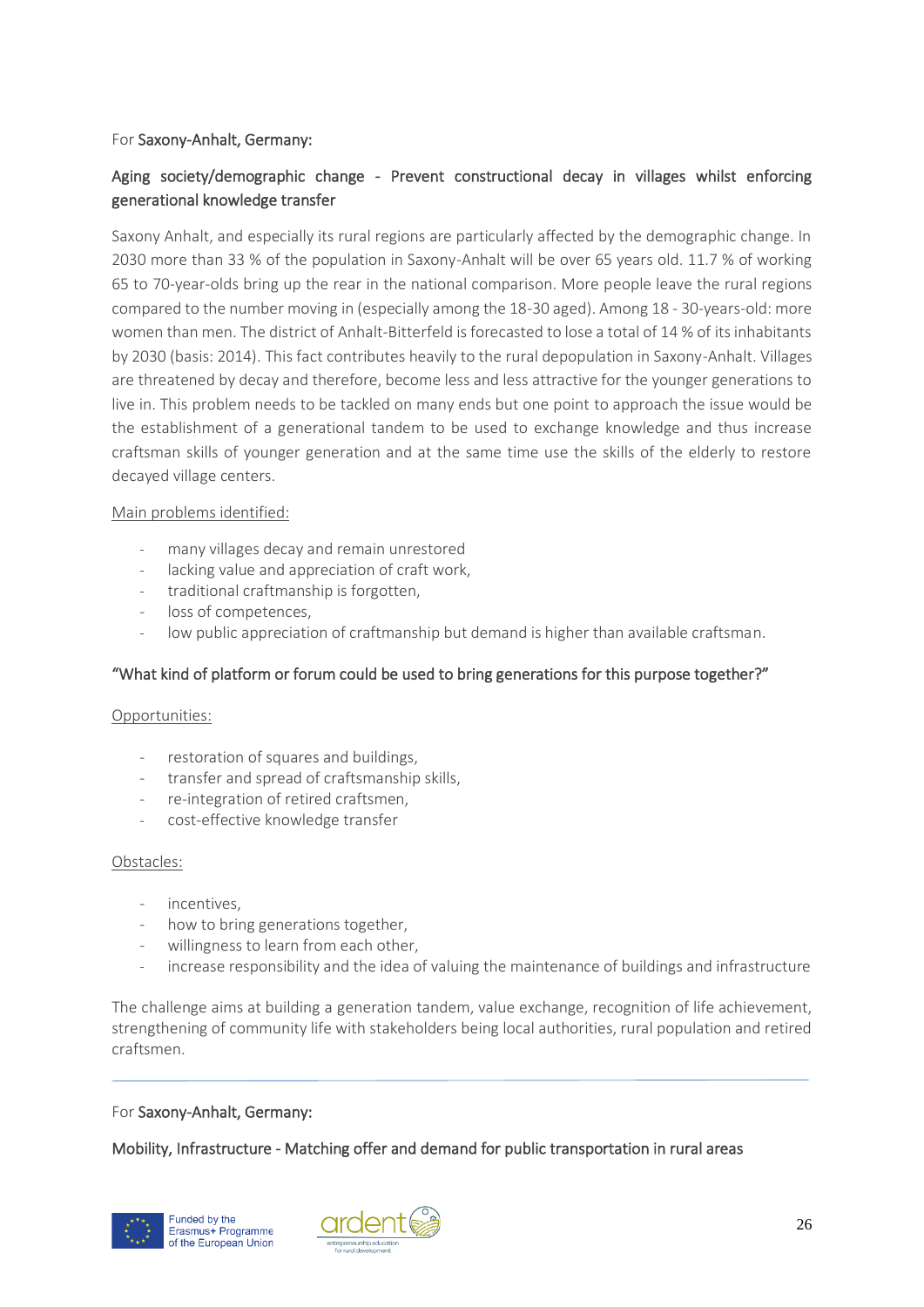For **Saxony-Anhalt, Germany:**

### Aging society/demographic change - Prevent constructional decay in villages whilst enforcing generational knowledge transfer

Saxony Anhalt, and especially its rural regions are particularly affected by the demographic change. In 2030 more than 33 % of the population in Saxony-Anhalt will be over 65 years old. 11.7 % of working 65 to 70-year-olds bring up the rear in the national comparison. More people leave the rural regions compared to the number moving in (especially among the 18-30 aged). Among 18 - 30-years-old: more women than men. The district of Anhalt-Bitterfeld is forecasted to lose a total of 14 % of its inhabitants by 2030 (basis: 2014). This fact contributes heavily to the rural depopulation in Saxony-Anhalt. Villages are threatened by decay and therefore, become less and less attractive for the younger generations to live in. This problem needs to be tackled on many ends but one point to approach the issue would be the establishment of a generational tandem to be used to exchange knowledge and thus increase craftsman skills of younger generation and at the same time use the skills of the elderly to restore decayed village centers.

Main problems identified:

- many villages decay and remain unrestored
- lacking value and appreciation of craft work,
- traditional craftmanship is forgotten,
- loss of competences,
- low public appreciation of craftmanship but demand is higher than available craftsman.

**"What kind of platform or forum could be used to bring generations for this purpose together?"**

Opportunities:

- restoration of squares and buildings,
- transfer and spread of craftsmanship skills,
- re-integration of retired craftsmen,
- cost-effective knowledge transfer

Obstacles:

- incentives,
- how to bring generations together,
- willingness to learn from each other,
- increase responsibility and the idea of valuing the maintenance of buildings and infrastructure

The challenge aims at building a generation tandem, value exchange, recognition of life achievement, strengthening of community life with stakeholders being local authorities, rural population and retired craftsmen.

---

For **Saxony-Anhalt, Germany:**

### Mobility, Infrastructure - Matching offer and demand for public transportation in rural areas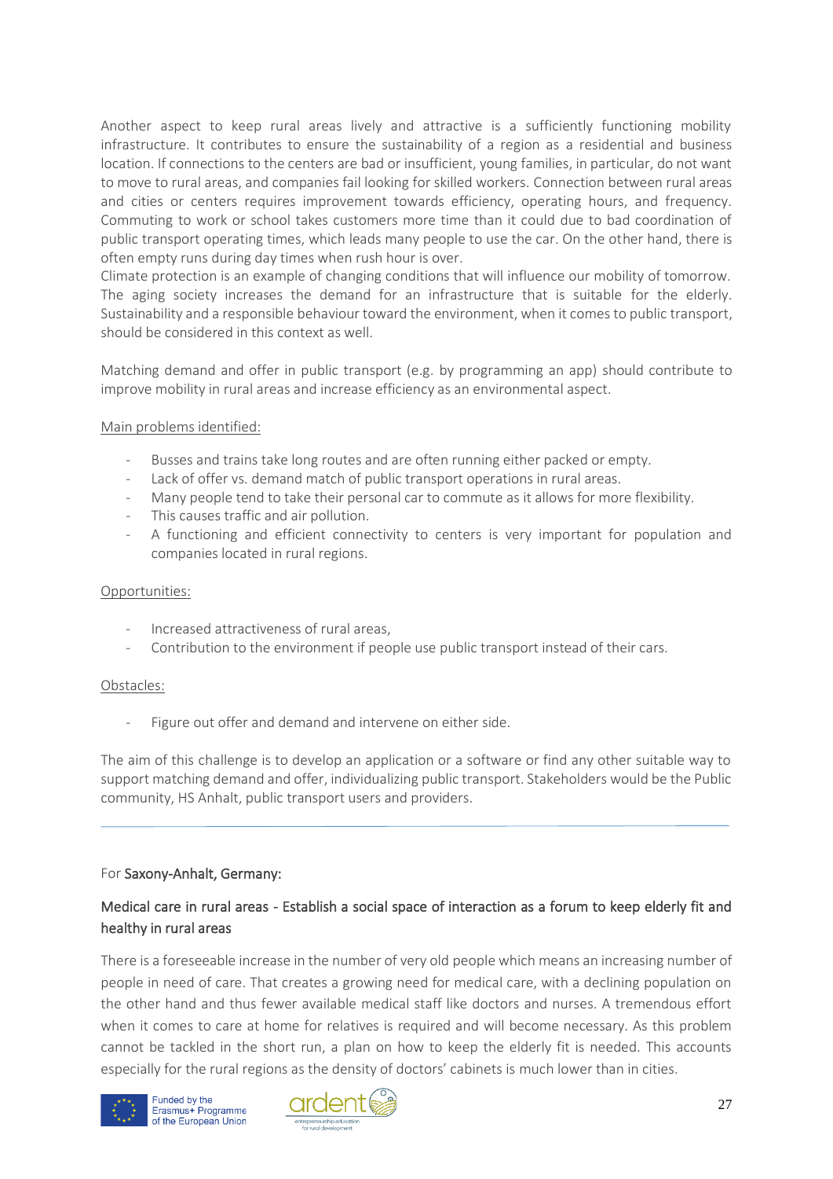Another aspect to keep rural areas lively and attractive is a sufficiently functioning mobility infrastructure. It contributes to ensure the sustainability of a region as a residential and business location. If connections to the centers are bad or insufficient, young families, in particular, do not want to move to rural areas, and companies fail looking for skilled workers. Connection between rural areas and cities or centers requires improvement towards efficiency, operating hours, and frequency. Commuting to work or school takes customers more time than it could due to bad coordination of public transport operating times, which leads many people to use the car. On the other hand, there is often empty runs during day times when rush hour is over.
Climate protection is an example of changing conditions that will influence our mobility of tomorrow. The aging society increases the demand for an infrastructure that is suitable for the elderly. Sustainability and a responsible behaviour toward the environment, when it comes to public transport, should be considered in this context as well.

Matching demand and offer in public transport (e.g. by programming an app) should contribute to improve mobility in rural areas and increase efficiency as an environmental aspect.

Main problems identified:

- Busses and trains take long routes and are often running either packed or empty.
- Lack of offer vs. demand match of public transport operations in rural areas.
- Many people tend to take their personal car to commute as it allows for more flexibility.
- This causes traffic and air pollution.
- A functioning and efficient connectivity to centers is very important for population and companies located in rural regions.

Opportunities:

- Increased attractiveness of rural areas,
- Contribution to the environment if people use public transport instead of their cars.

Obstacles:

- Figure out offer and demand and intervene on either side.

The aim of this challenge is to develop an application or a software or find any other suitable way to support matching demand and offer, individualizing public transport. Stakeholders would be the Public community, HS Anhalt, public transport users and providers.

---

For **Saxony-Anhalt, Germany:**

**Medical care in rural areas - Establish a social space of interaction as a forum to keep elderly fit and healthy in rural areas**

There is a foreseeable increase in the number of very old people which means an increasing number of people in need of care. That creates a growing need for medical care, with a declining population on the other hand and thus fewer available medical staff like doctors and nurses. A tremendous effort when it comes to care at home for relatives is required and will become necessary. As this problem cannot be tackled in the short run, a plan on how to keep the elderly fit is needed. This accounts especially for the rural regions as the density of doctors' cabinets is much lower than in cities.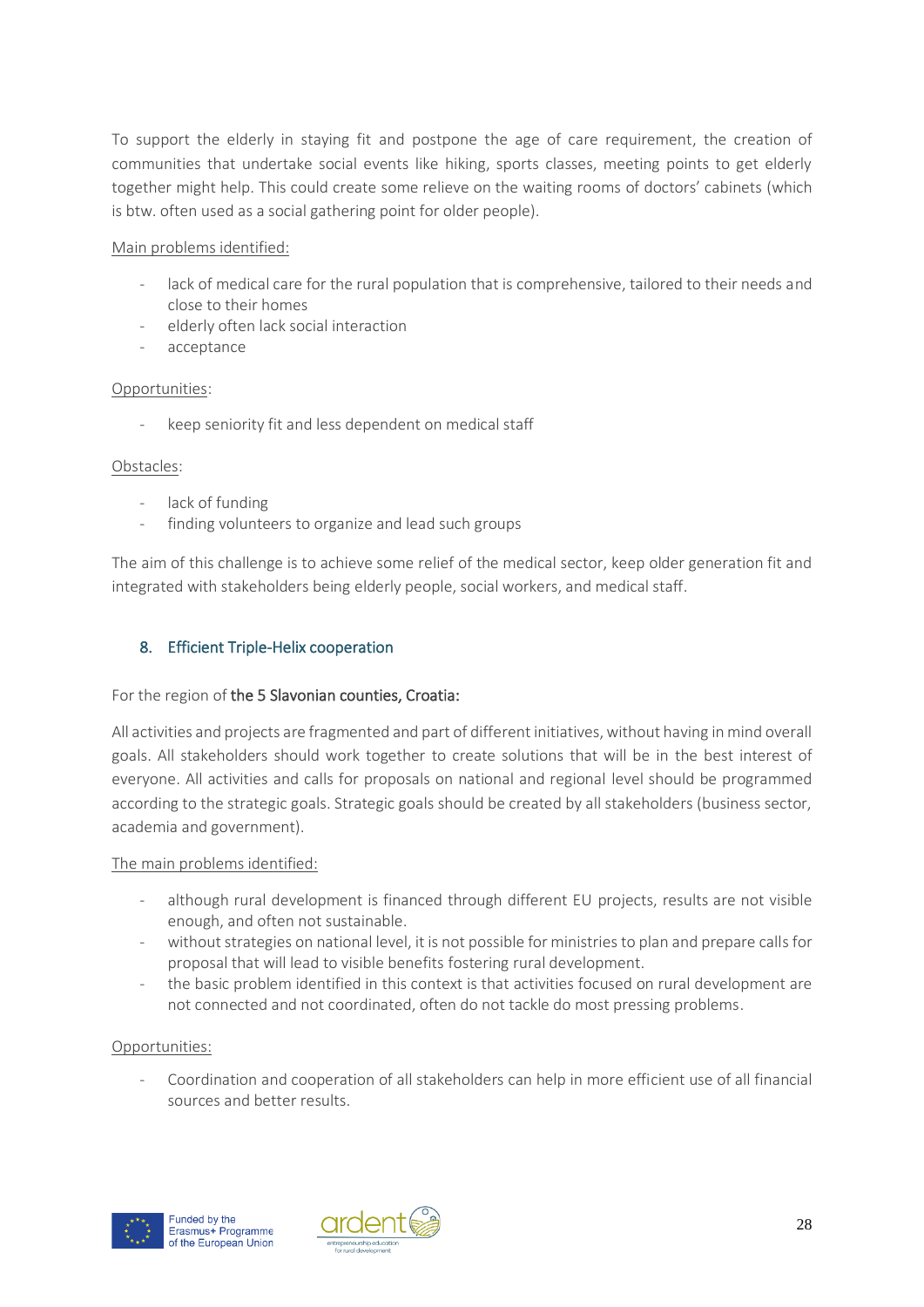To support the elderly in staying fit and postpone the age of care requirement, the creation of communities that undertake social events like hiking, sports classes, meeting points to get elderly together might help. This could create some relieve on the waiting rooms of doctors' cabinets (which is btw. often used as a social gathering point for older people).

Main problems identified:

- lack of medical care for the rural population that is comprehensive, tailored to their needs and close to their homes
- elderly often lack social interaction
- acceptance

Opportunities:

- keep seniority fit and less dependent on medical staff

Obstacles:

- lack of funding
- finding volunteers to organize and lead such groups

The aim of this challenge is to achieve some relief of the medical sector, keep older generation fit and integrated with stakeholders being elderly people, social workers, and medical staff.

## 8. Efficient Triple-Helix cooperation

For the region of **the 5 Slavonian counties, Croatia:**

All activities and projects are fragmented and part of different initiatives, without having in mind overall goals. All stakeholders should work together to create solutions that will be in the best interest of everyone. All activities and calls for proposals on national and regional level should be programmed according to the strategic goals. Strategic goals should be created by all stakeholders (business sector, academia and government).

The main problems identified:

- although rural development is financed through different EU projects, results are not visible enough, and often not sustainable.
- without strategies on national level, it is not possible for ministries to plan and prepare calls for proposal that will lead to visible benefits fostering rural development.
- the basic problem identified in this context is that activities focused on rural development are not connected and not coordinated, often do not tackle do most pressing problems.

Opportunities:

- Coordination and cooperation of all stakeholders can help in more efficient use of all financial sources and better results.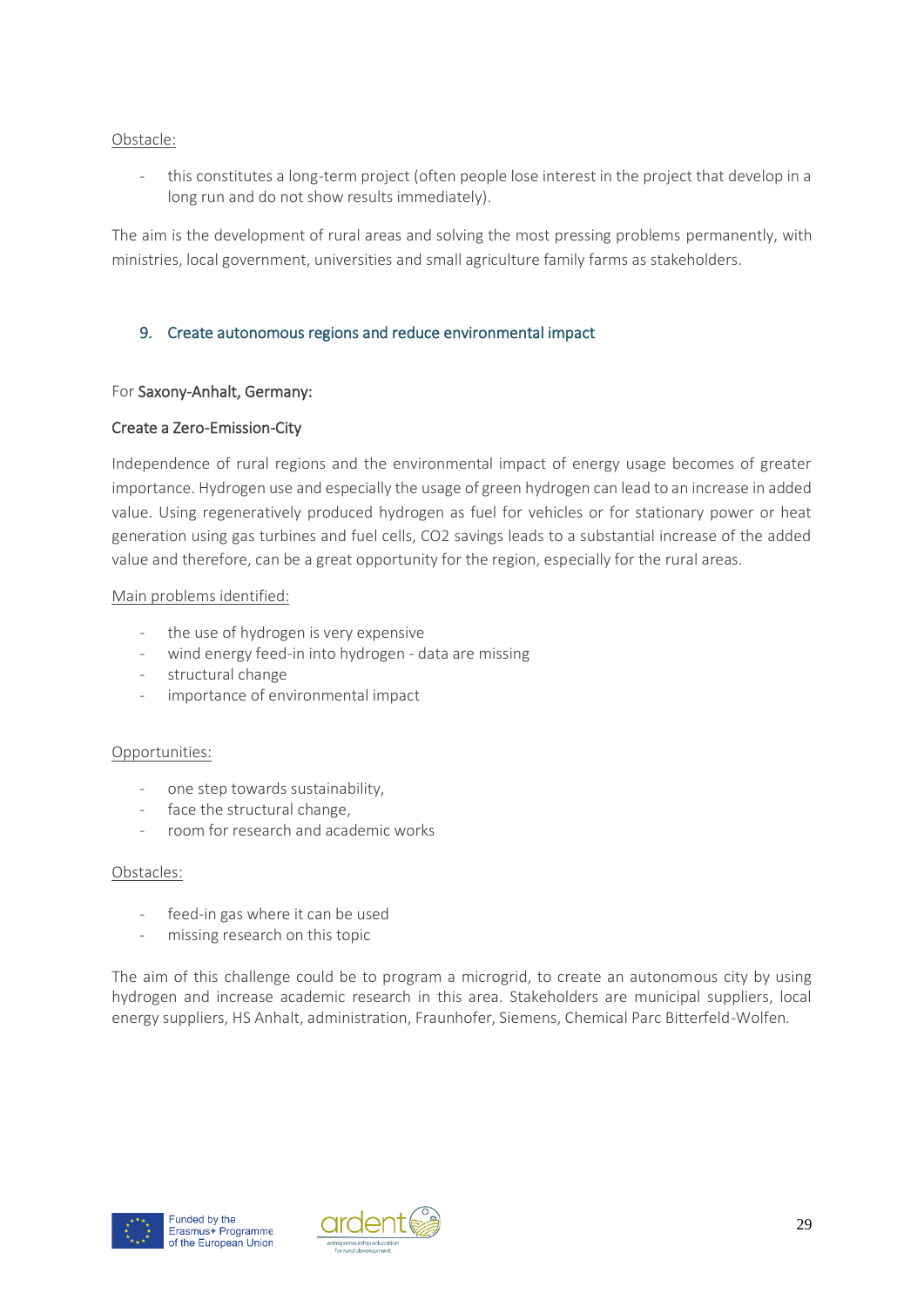Obstacle:

- this constitutes a long-term project (often people lose interest in the project that develop in a long run and do not show results immediately).

The aim is the development of rural areas and solving the most pressing problems permanently, with ministries, local government, universities and small agriculture family farms as stakeholders.

## 9. Create autonomous regions and reduce environmental impact

For **Saxony-Anhalt, Germany:**

### Create a Zero-Emission-City

Independence of rural regions and the environmental impact of energy usage becomes of greater importance. Hydrogen use and especially the usage of green hydrogen can lead to an increase in added value. Using regeneratively produced hydrogen as fuel for vehicles or for stationary power or heat generation using gas turbines and fuel cells, CO2 savings leads to a substantial increase of the added value and therefore, can be a great opportunity for the region, especially for the rural areas.

Main problems identified:

- the use of hydrogen is very expensive
- wind energy feed-in into hydrogen - data are missing
- structural change
- importance of environmental impact

Opportunities:

- one step towards sustainability,
- face the structural change,
- room for research and academic works

Obstacles:

- feed-in gas where it can be used
- missing research on this topic

The aim of this challenge could be to program a microgrid, to create an autonomous city by using hydrogen and increase academic research in this area. Stakeholders are municipal suppliers, local energy suppliers, HS Anhalt, administration, Fraunhofer, Siemens, Chemical Parc Bitterfeld-Wolfen.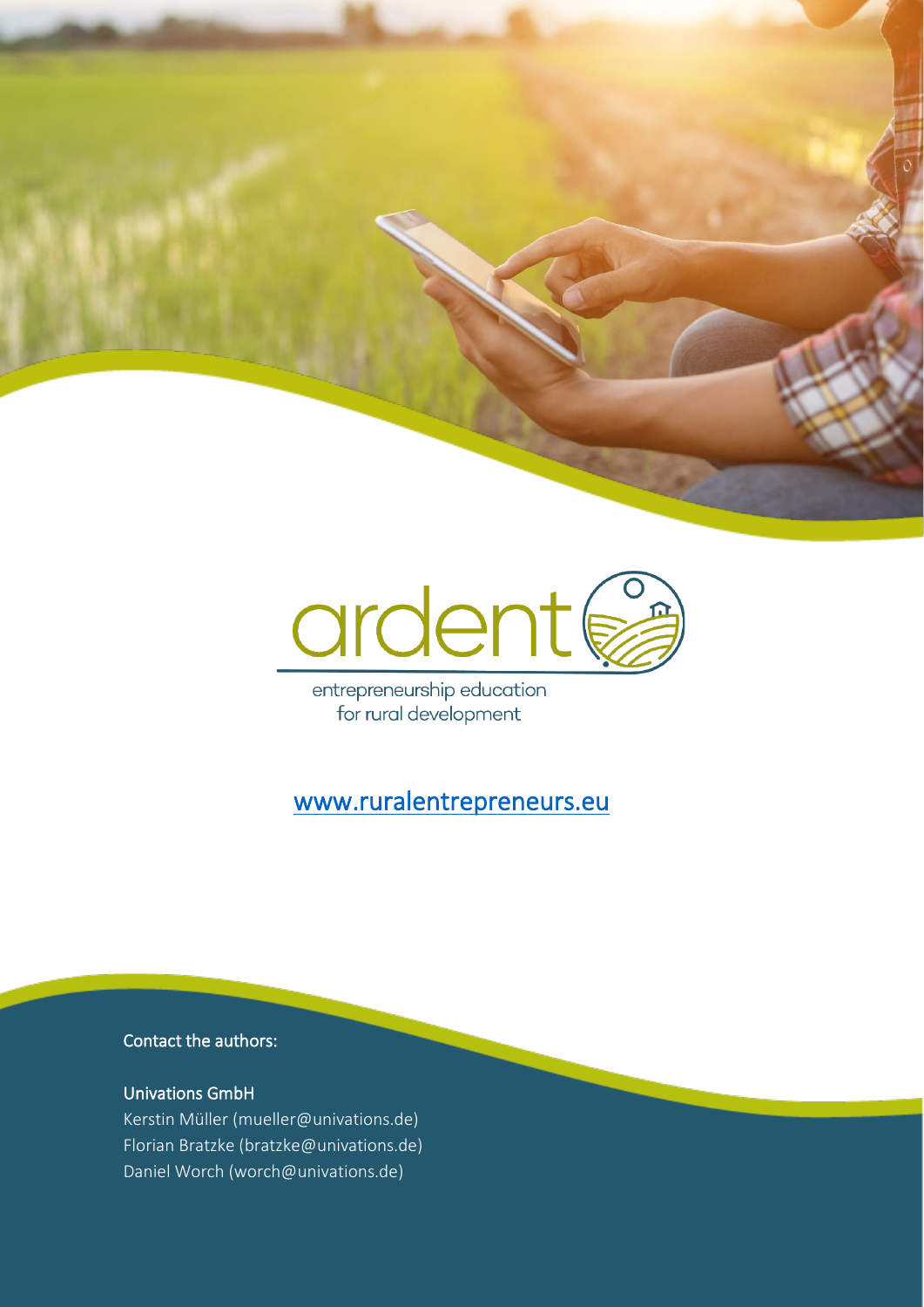ardent

entrepreneurship education
for rural development

[www.ruralentrepreneurs.eu](http://www.ruralentrepreneurs.eu)

Contact the authors:

Univations GmbH
Kerstin Müller (mueller@univations.de)
Florian Bratzke (bratzke@univations.de)
Daniel Worch (worch@univations.de)